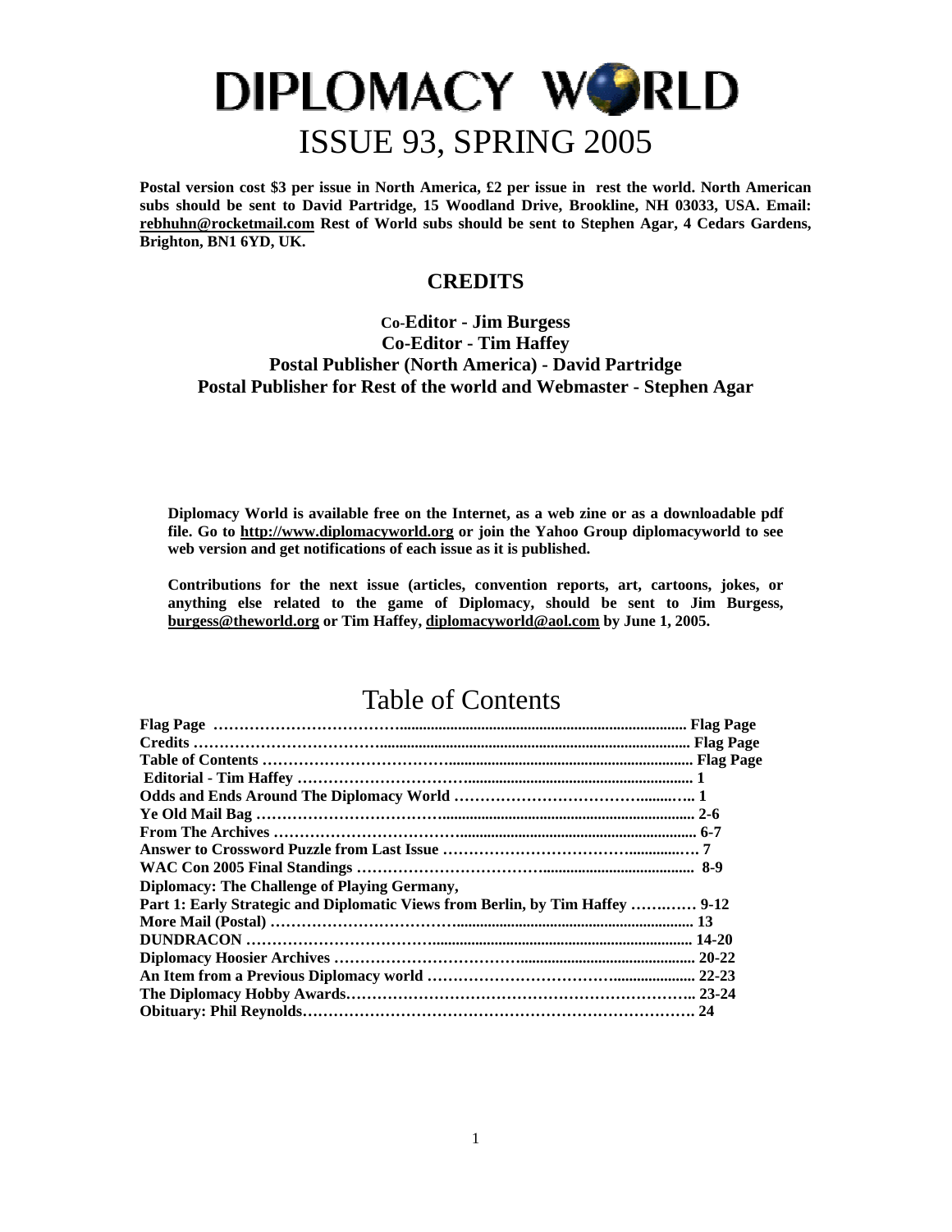# DIPLOMACY WORLD

# ISSUE 93, SPRING 2005

**Postal version cost $3 per issue in North America, £2 per issue in rest the world. North American subs should be sent to David Partridge, 15 Woodland Drive, Brookline, NH 03033, USA. Email: rebhuhn@rocketmail.com Rest of World subs should be sent to Stephen Agar, 4 Cedars Gardens, Brighton, BN1 6YD, UK.**

## CREDITS

**Co-Editor - Jim Burgess**
**Co-Editor - Tim Haffey**
**Postal Publisher (North America) - David Partridge**
**Postal Publisher for Rest of the world and Webmaster - Stephen Agar**

**Diplomacy World is available free on the Internet, as a web zine or as a downloadable pdf file. Go to http://www.diplomacyworld.org or join the Yahoo Group diplomacyworld to see web version and get notifications of each issue as it is published.**

**Contributions for the next issue (articles, convention reports, art, cartoons, jokes, or anything else related to the game of Diplomacy, should be sent to Jim Burgess, burgess@theworld.org or Tim Haffey, diplomacyworld@aol.com by June 1, 2005.**

## Table of Contents

| Section | Page |
|---|---|
| **Flag Page** | **Flag Page** |
| **Credits** | **Flag Page** |
| **Table of Contents** | **Flag Page** |
| **Editorial - Tim Haffey** | **1** |
| **Odds and Ends Around The Diplomacy World** | **1** |
| **Ye Old Mail Bag** | **2-6** |
| **From The Archives** | **6-7** |
| **Answer to Crossword Puzzle from Last Issue** | **7** |
| **WAC Con 2005 Final Standings** | **8-9** |
| **Diplomacy: The Challenge of Playing Germany, Part 1: Early Strategic and Diplomatic Views from Berlin, by Tim Haffey** | **9-12** |
| **More Mail (Postal)** | **13** |
| **DUNDRACON** | **14-20** |
| **Diplomacy Hoosier Archives** | **20-22** |
| **An Item from a Previous Diplomacy world** | **22-23** |
| **The Diplomacy Hobby Awards** | **23-24** |
| **Obituary: Phil Reynolds** | **24** |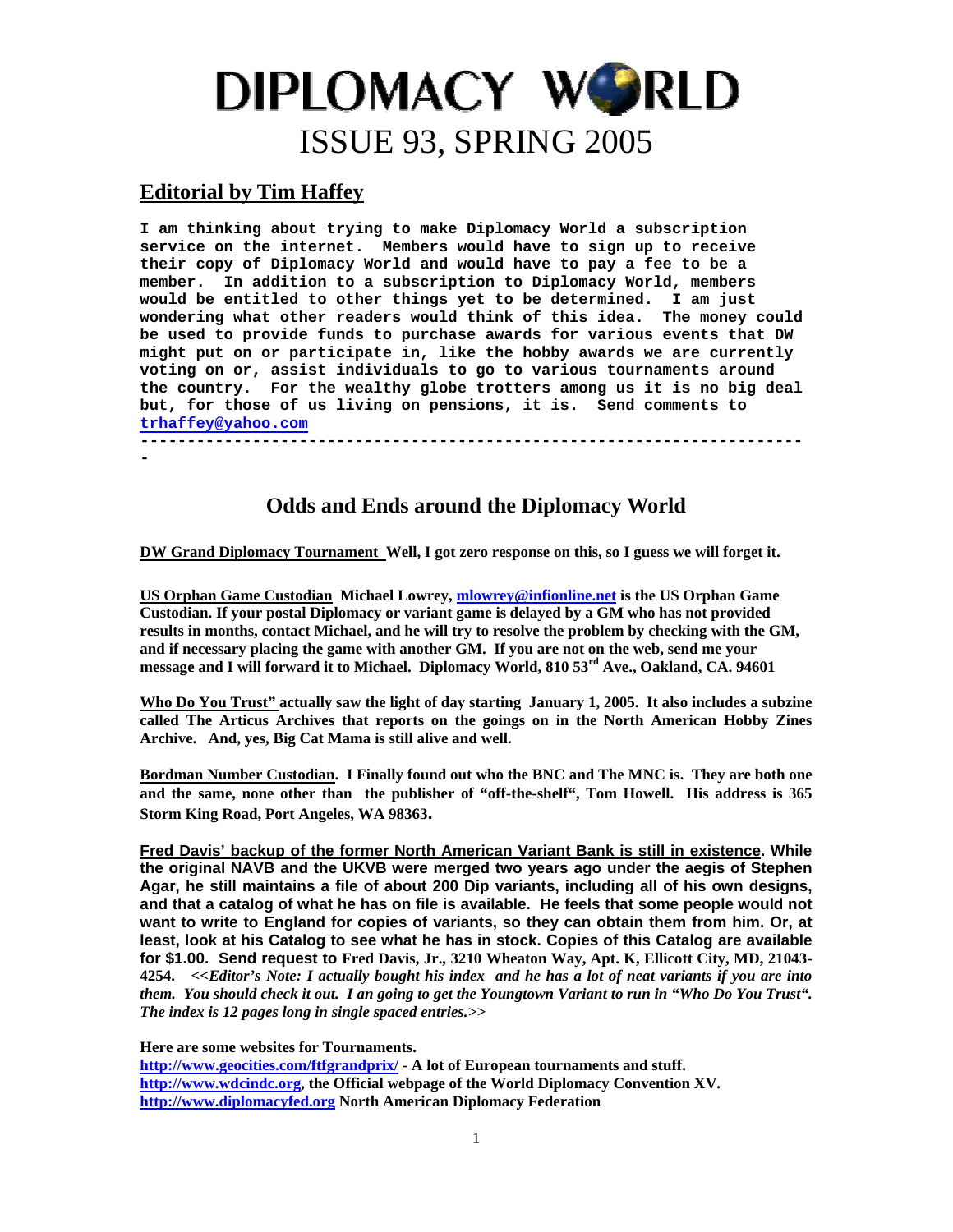# DIPLOMACY WORLD
# ISSUE 93, SPRING 2005

## Editorial by Tim Haffey

**I am thinking about trying to make Diplomacy World a subscription service on the internet. Members would have to sign up to receive their copy of Diplomacy World and would have to pay a fee to be a member. In addition to a subscription to Diplomacy World, members would be entitled to other things yet to be determined. I am just wondering what other readers would think of this idea. The money could be used to provide funds to purchase awards for various events that DW might put on or participate in, like the hobby awards we are currently voting on or, assist individuals to go to various tournaments around the country. For the wealthy globe trotters among us it is no big deal but, for those of us living on pensions, it is. Send comments to trhaffey@yahoo.com**

-----------------------------------------------------------------------

## Odds and Ends around the Diplomacy World

**DW Grand Diplomacy Tournament Well, I got zero response on this, so I guess we will forget it.**

**US Orphan Game Custodian Michael Lowrey, mlowrey@infionline.net is the US Orphan Game Custodian. If your postal Diplomacy or variant game is delayed by a GM who has not provided results in months, contact Michael, and he will try to resolve the problem by checking with the GM, and if necessary placing the game with another GM. If you are not on the web, send me your message and I will forward it to Michael. Diplomacy World, 810 53rd Ave., Oakland, CA. 94601**

**Who Do You Trust" actually saw the light of day starting January 1, 2005. It also includes a subzine called The Articus Archives that reports on the goings on in the North American Hobby Zines Archive. And, yes, Big Cat Mama is still alive and well.**

**Bordman Number Custodian. I Finally found out who the BNC and The MNC is. They are both one and the same, none other than the publisher of "off-the-shelf", Tom Howell. His address is 365 Storm King Road, Port Angeles, WA 98363.**

**Fred Davis' backup of the former North American Variant Bank is still in existence. While the original NAVB and the UKVB were merged two years ago under the aegis of Stephen Agar, he still maintains a file of about 200 Dip variants, including all of his own designs, and that a catalog of what he has on file is available. He feels that some people would not want to write to England for copies of variants, so they can obtain them from him. Or, at least, look at his Catalog to see what he has in stock. Copies of this Catalog are available for $1.00. Send request to Fred Davis, Jr., 3210 Wheaton Way, Apt. K, Ellicott City, MD, 21043-4254.** ***<<Editor's Note: I actually bought his index and he has a lot of neat variants if you are into them. You should check it out. I an going to get the Youngtown Variant to run in "Who Do You Trust". The index is 12 pages long in single spaced entries.>>***

**Here are some websites for Tournaments.**
**http://www.geocities.com/ftfgrandprix/ - A lot of European tournaments and stuff.**
**http://www.wdcindc.org, the Official webpage of the World Diplomacy Convention XV.**
**http://www.diplomacyfed.org North American Diplomacy Federation**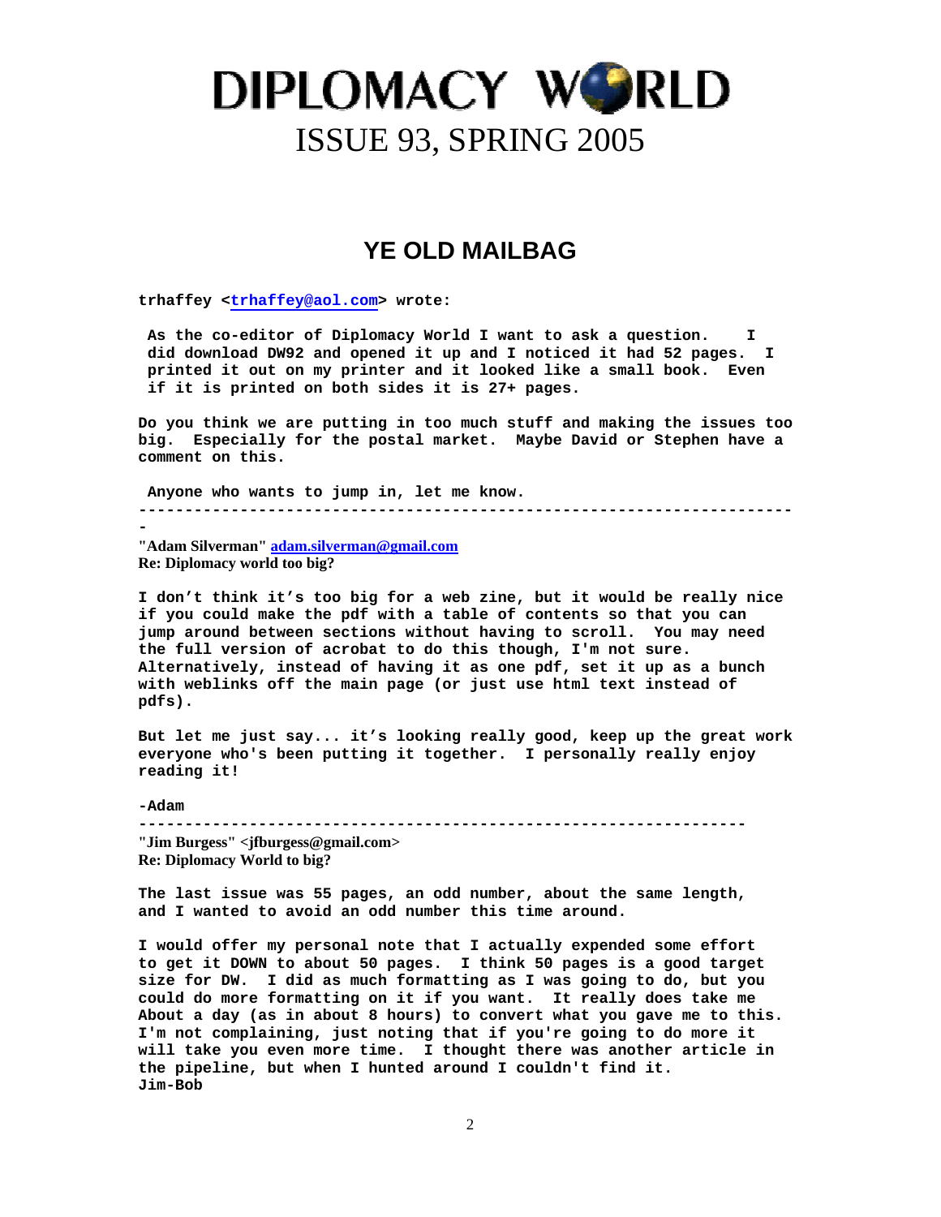# DIPLOMACY WORLD

# ISSUE 93, SPRING 2005

## YE OLD MAILBAG

**trhaffey <trhaffey@aol.com> wrote:**

**As the co-editor of Diplomacy World I want to ask a question. I did download DW92 and opened it up and I noticed it had 52 pages. I printed it out on my printer and it looked like a small book. Even if it is printed on both sides it is 27+ pages.**

**Do you think we are putting in too much stuff and making the issues too big. Especially for the postal market. Maybe David or Stephen have a comment on this.**

**Anyone who wants to jump in, let me know.**

---

**"Adam Silverman" adam.silverman@gmail.com**
**Re: Diplomacy world too big?**

**I don't think it's too big for a web zine, but it would be really nice if you could make the pdf with a table of contents so that you can jump around between sections without having to scroll. You may need the full version of acrobat to do this though, I'm not sure. Alternatively, instead of having it as one pdf, set it up as a bunch with weblinks off the main page (or just use html text instead of pdfs).**

**But let me just say... it's looking really good, keep up the great work everyone who's been putting it together. I personally really enjoy reading it!**

**-Adam**

---

**"Jim Burgess" <jfburgess@gmail.com>**
**Re: Diplomacy World to big?**

**The last issue was 55 pages, an odd number, about the same length, and I wanted to avoid an odd number this time around.**

**I would offer my personal note that I actually expended some effort to get it DOWN to about 50 pages. I think 50 pages is a good target size for DW. I did as much formatting as I was going to do, but you could do more formatting on it if you want. It really does take me About a day (as in about 8 hours) to convert what you gave me to this. I'm not complaining, just noting that if you're going to do more it will take you even more time. I thought there was another article in the pipeline, but when I hunted around I couldn't find it.**
**Jim-Bob**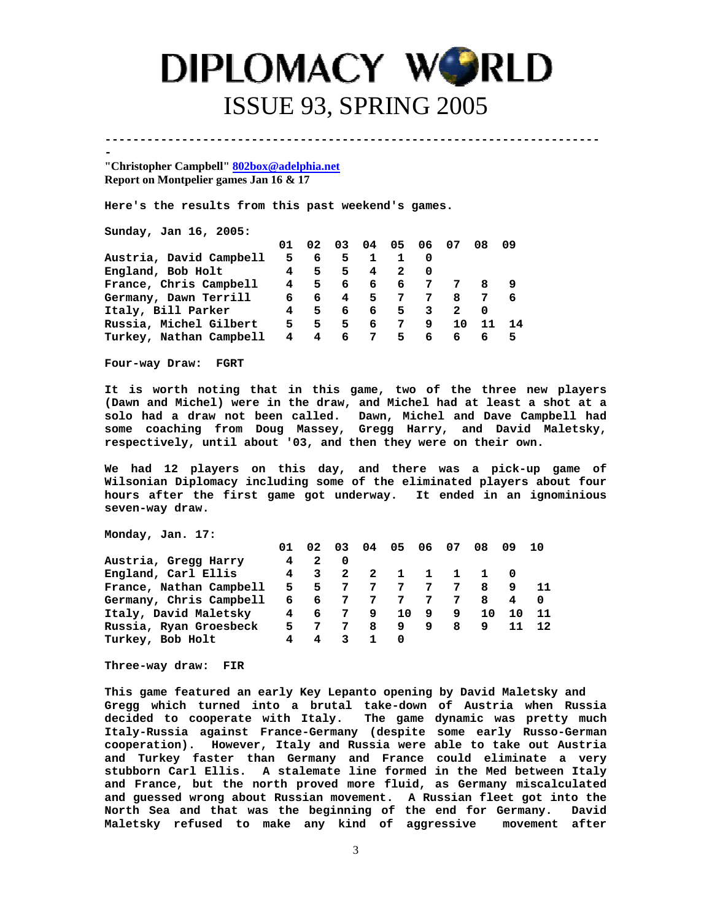# DIPLOMACY WORLD

## ISSUE 93, SPRING 2005

---

**"Christopher Campbell" 802box@adelphia.net**
**Report on Montpelier games Jan 16 & 17**

Here's the results from this past weekend's games.

Sunday, Jan 16, 2005:

| | 01 | 02 | 03 | 04 | 05 | 06 | 07 | 08 | 09 |
|---|---|---|---|---|---|---|---|---|---|
| Austria, David Campbell | 5 | 6 | 5 | 1 | 1 | 0 | | | |
| England, Bob Holt | 4 | 5 | 5 | 4 | 2 | 0 | | | |
| France, Chris Campbell | 4 | 5 | 6 | 6 | 6 | 7 | 7 | 8 | 9 |
| Germany, Dawn Terrill | 6 | 6 | 4 | 5 | 7 | 7 | 8 | 7 | 6 |
| Italy, Bill Parker | 4 | 5 | 6 | 6 | 5 | 3 | 2 | 0 | |
| Russia, Michel Gilbert | 5 | 5 | 5 | 6 | 7 | 9 | 10 | 11 | 14 |
| Turkey, Nathan Campbell | 4 | 4 | 6 | 7 | 5 | 6 | 6 | 6 | 5 |

Four-way Draw: FGRT

It is worth noting that in this game, two of the three new players (Dawn and Michel) were in the draw, and Michel had at least a shot at a solo had a draw not been called. Dawn, Michel and Dave Campbell had some coaching from Doug Massey, Gregg Harry, and David Maletsky, respectively, until about '03, and then they were on their own.

We had 12 players on this day, and there was a pick-up game of Wilsonian Diplomacy including some of the eliminated players about four hours after the first game got underway. It ended in an ignominious seven-way draw.

Monday, Jan. 17:

| | 01 | 02 | 03 | 04 | 05 | 06 | 07 | 08 | 09 | 10 |
|---|---|---|---|---|---|---|---|---|---|---|
| Austria, Gregg Harry | 4 | 2 | 0 | | | | | | | |
| England, Carl Ellis | 4 | 3 | 2 | 2 | 1 | 1 | 1 | 1 | 0 | |
| France, Nathan Campbell | 5 | 5 | 7 | 7 | 7 | 7 | 7 | 8 | 9 | 11 |
| Germany, Chris Campbell | 6 | 6 | 7 | 7 | 7 | 7 | 7 | 8 | 4 | 0 |
| Italy, David Maletsky | 4 | 6 | 7 | 9 | 10 | 9 | 9 | 10 | 10 | 11 |
| Russia, Ryan Groesbeck | 5 | 7 | 7 | 8 | 9 | 9 | 8 | 9 | 11 | 12 |
| Turkey, Bob Holt | 4 | 4 | 3 | 1 | 0 | | | | | |

Three-way draw: FIR

This game featured an early Key Lepanto opening by David Maletsky and Gregg which turned into a brutal take-down of Austria when Russia decided to cooperate with Italy. The game dynamic was pretty much Italy-Russia against France-Germany (despite some early Russo-German cooperation). However, Italy and Russia were able to take out Austria and Turkey faster than Germany and France could eliminate a very stubborn Carl Ellis. A stalemate line formed in the Med between Italy and France, but the north proved more fluid, as Germany miscalculated and guessed wrong about Russian movement. A Russian fleet got into the North Sea and that was the beginning of the end for Germany. David Maletsky refused to make any kind of aggressive movement after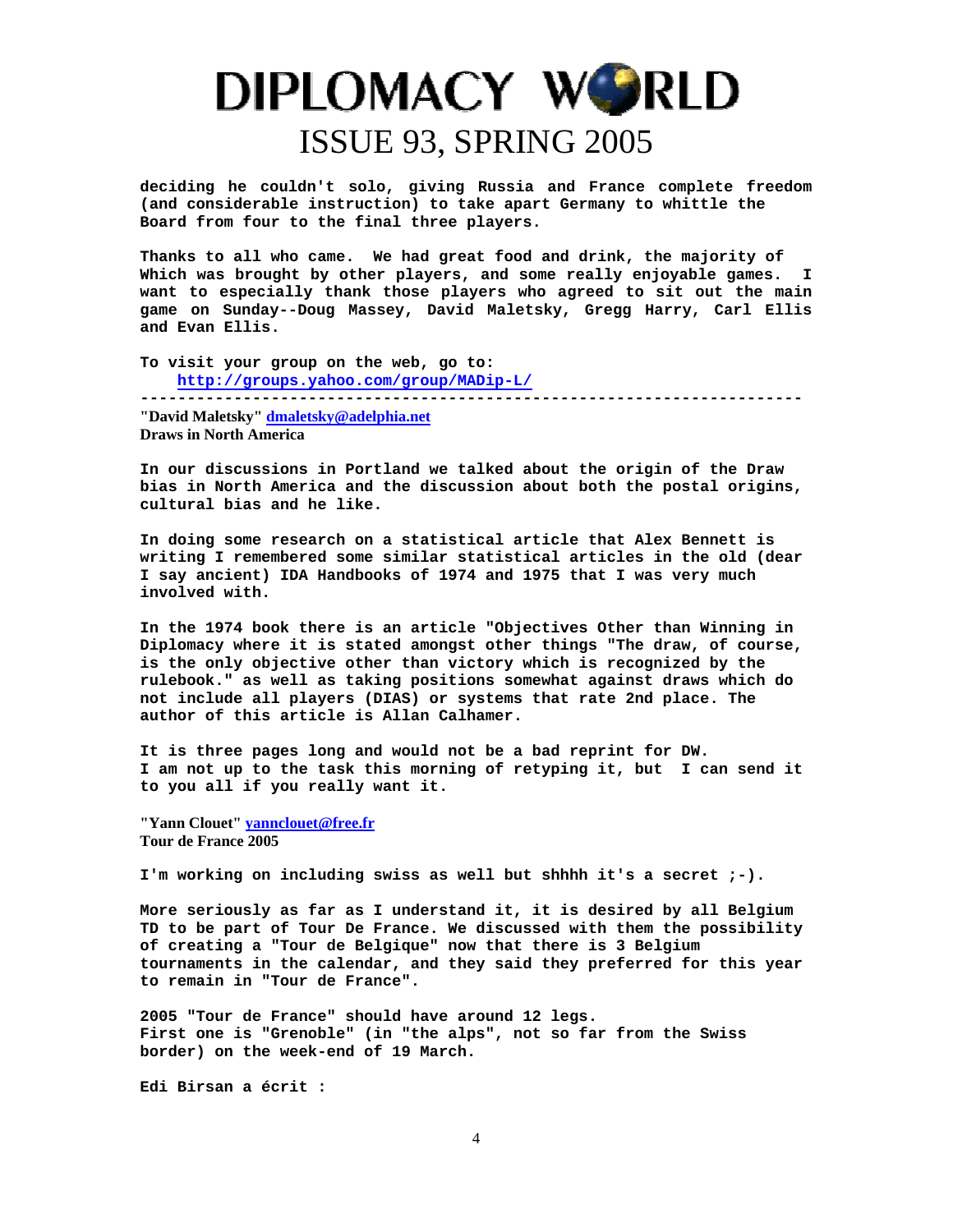deciding he couldn't solo, giving Russia and France complete freedom (and considerable instruction) to take apart Germany to whittle the Board from four to the final three players.

Thanks to all who came. We had great food and drink, the majority of Which was brought by other players, and some really enjoyable games. I want to especially thank those players who agreed to sit out the main game on Sunday--Doug Massey, David Maletsky, Gregg Harry, Carl Ellis and Evan Ellis.

To visit your group on the web, go to:
http://groups.yahoo.com/group/MADip-L/

---

**"David Maletsky" dmaletsky@adelphia.net**
**Draws in North America**

In our discussions in Portland we talked about the origin of the Draw bias in North America and the discussion about both the postal origins, cultural bias and he like.

In doing some research on a statistical article that Alex Bennett is writing I remembered some similar statistical articles in the old (dear I say ancient) IDA Handbooks of 1974 and 1975 that I was very much involved with.

In the 1974 book there is an article "Objectives Other than Winning in Diplomacy where it is stated amongst other things "The draw, of course, is the only objective other than victory which is recognized by the rulebook." as well as taking positions somewhat against draws which do not include all players (DIAS) or systems that rate 2nd place. The author of this article is Allan Calhamer.

It is three pages long and would not be a bad reprint for DW.
I am not up to the task this morning of retyping it, but I can send it to you all if you really want it.

**"Yann Clouet" yannclouet@free.fr**
**Tour de France 2005**

I'm working on including swiss as well but shhhh it's a secret ;-).

More seriously as far as I understand it, it is desired by all Belgium TD to be part of Tour De France. We discussed with them the possibility of creating a "Tour de Belgique" now that there is 3 Belgium tournaments in the calendar, and they said they preferred for this year to remain in "Tour de France".

2005 "Tour de France" should have around 12 legs.
First one is "Grenoble" (in "the alps", not so far from the Swiss border) on the week-end of 19 March.

Edi Birsan a écrit :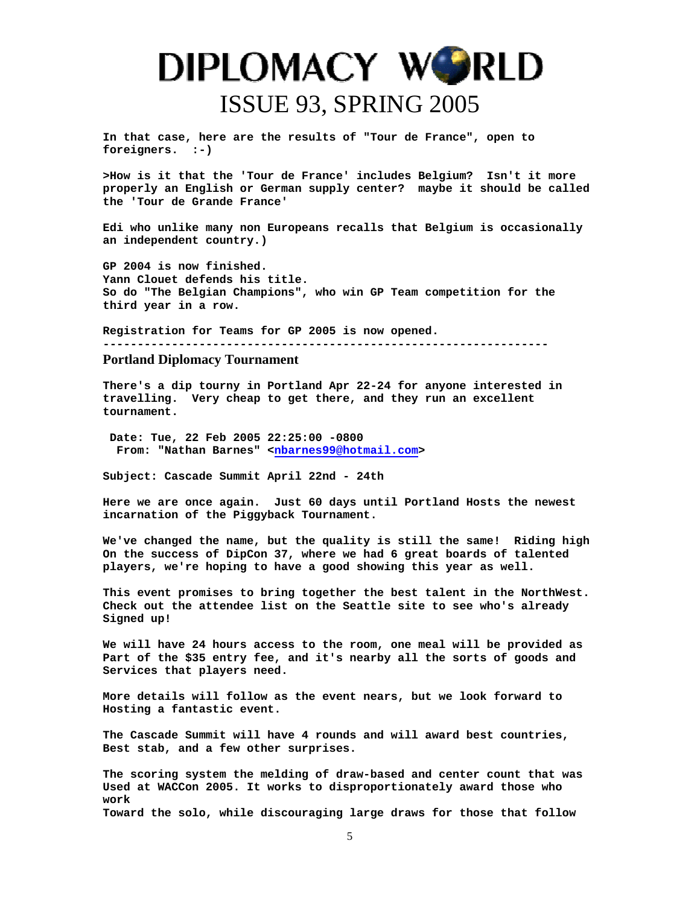**In that case, here are the results of "Tour de France", open to foreigners.  :-)**

**>How is it that the 'Tour de France' includes Belgium?  Isn't it more properly an English or German supply center?  maybe it should be called the 'Tour de Grande France'**

**Edi who unlike many non Europeans recalls that Belgium is occasionally an independent country.)**

**GP 2004 is now finished.**
**Yann Clouet defends his title.**
**So do "The Belgian Champions", who win GP Team competition for the third year in a row.**

**Registration for Teams for GP 2005 is now opened.**

---

## Portland Diplomacy Tournament

**There's a dip tourny in Portland Apr 22-24 for anyone interested in travelling.  Very cheap to get there, and they run an excellent tournament.**

**Date: Tue, 22 Feb 2005 22:25:00 -0800**
**From: "Nathan Barnes" <nbarnes99@hotmail.com>**

**Subject: Cascade Summit April 22nd - 24th**

**Here we are once again.  Just 60 days until Portland Hosts the newest incarnation of the Piggyback Tournament.**

**We've changed the name, but the quality is still the same!  Riding high On the success of DipCon 37, where we had 6 great boards of talented players, we're hoping to have a good showing this year as well.**

**This event promises to bring together the best talent in the NorthWest. Check out the attendee list on the Seattle site to see who's already Signed up!**

**We will have 24 hours access to the room, one meal will be provided as Part of the $35 entry fee, and it's nearby all the sorts of goods and Services that players need.**

**More details will follow as the event nears, but we look forward to Hosting a fantastic event.**

**The Cascade Summit will have 4 rounds and will award best countries, Best stab, and a few other surprises.**

**The scoring system the melding of draw-based and center count that was Used at WACCon 2005. It works to disproportionately award those who work**
**Toward the solo, while discouraging large draws for those that follow**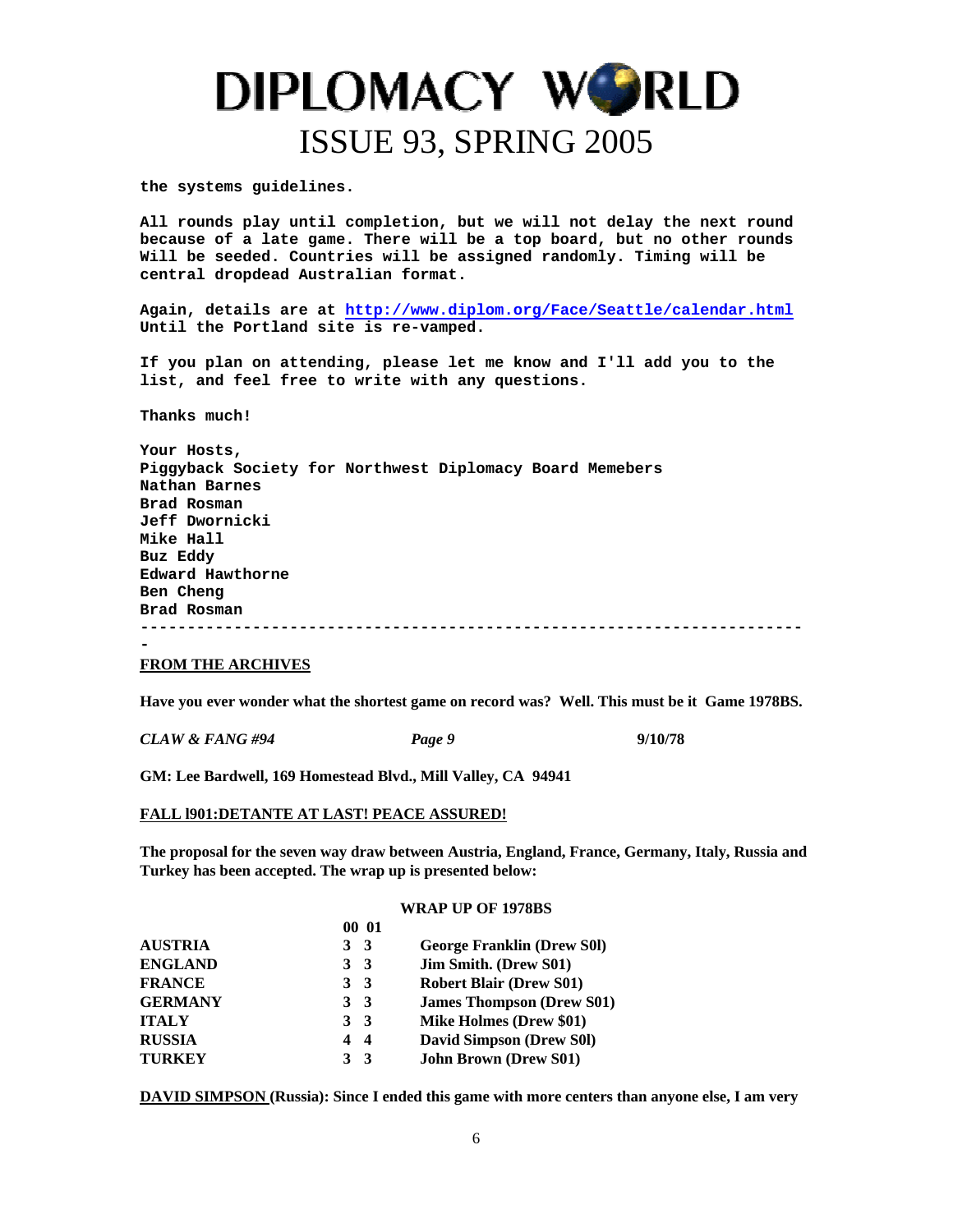the systems guidelines.

All rounds play until completion, but we will not delay the next round because of a late game. There will be a top board, but no other rounds Will be seeded. Countries will be assigned randomly. Timing will be central dropdead Australian format.

Again, details are at http://www.diplom.org/Face/Seattle/calendar.html Until the Portland site is re-vamped.

If you plan on attending, please let me know and I'll add you to the list, and feel free to write with any questions.

Thanks much!

Your Hosts,
Piggyback Society for Northwest Diplomacy Board Memebers
Nathan Barnes
Brad Rosman
Jeff Dwornicki
Mike Hall
Buz Eddy
Edward Hawthorne
Ben Cheng
Brad Rosman

-------------------------------------------------------------------------

**FROM THE ARCHIVES**

**Have you ever wonder what the shortest game on record was? Well. This must be it Game 1978BS.**

***CLAW & FANG #94*** ***Page 9*** **9/10/78**

**GM: Lee Bardwell, 169 Homestead Blvd., Mill Valley, CA 94941**

**FALL l901:DETANTE AT LAST! PEACE ASSURED!**

**The proposal for the seven way draw between Austria, England, France, Germany, Italy, Russia and Turkey has been accepted. The wrap up is presented below:**

**WRAP UP OF 1978BS**

| | 00 | 01 | |
|---|---|---|---|
| **AUSTRIA** | 3 | 3 | George Franklin (Drew S0l) |
| **ENGLAND** | 3 | 3 | Jim Smith. (Drew S01) |
| **FRANCE** | 3 | 3 | Robert Blair (Drew S01) |
| **GERMANY** | 3 | 3 | James Thompson (Drew S01) |
| **ITALY** | 3 | 3 | Mike Holmes (Drew $01) |
| **RUSSIA** | 4 | 4 | David Simpson (Drew S0l) |
| **TURKEY** | 3 | 3 | John Brown (Drew S01) |

**DAVID SIMPSON (Russia): Since I ended this game with more centers than anyone else, I am very**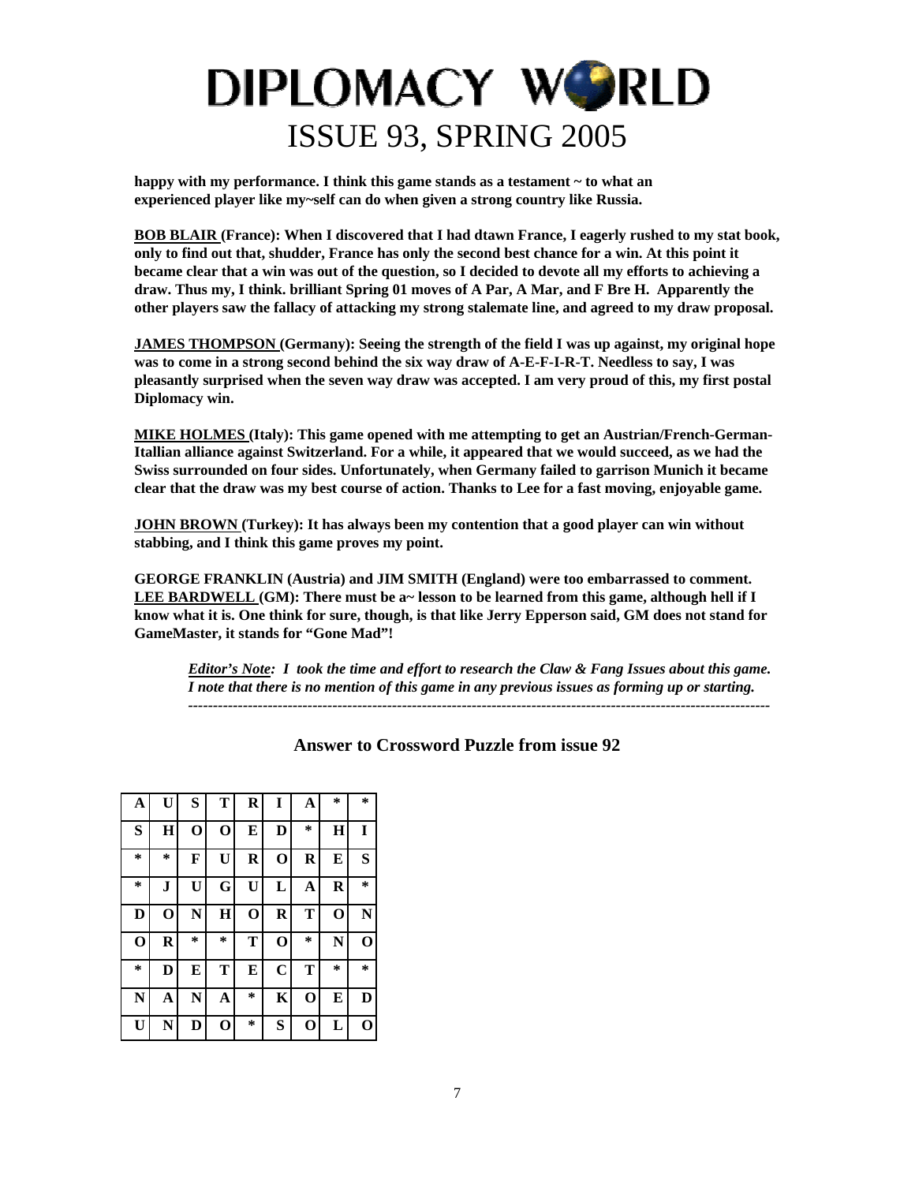**happy with my performance. I think this game stands as a testament ~ to what an experienced player like my~self can do when given a strong country like Russia.**

**BOB BLAIR (France): When I discovered that I had dtawn France, I eagerly rushed to my stat book, only to find out that, shudder, France has only the second best chance for a win. At this point it became clear that a win was out of the question, so I decided to devote all my efforts to achieving a draw. Thus my, I think. brilliant Spring 01 moves of A Par, A Mar, and F Bre H. Apparently the other players saw the fallacy of attacking my strong stalemate line, and agreed to my draw proposal.**

**JAMES THOMPSON (Germany): Seeing the strength of the field I was up against, my original hope was to come in a strong second behind the six way draw of A-E-F-I-R-T. Needless to say, I was pleasantly surprised when the seven way draw was accepted. I am very proud of this, my first postal Diplomacy win.**

**MIKE HOLMES (Italy): This game opened with me attempting to get an Austrian/French-German-Itallian alliance against Switzerland. For a while, it appeared that we would succeed, as we had the Swiss surrounded on four sides. Unfortunately, when Germany failed to garrison Munich it became clear that the draw was my best course of action. Thanks to Lee for a fast moving, enjoyable game.**

**JOHN BROWN (Turkey): It has always been my contention that a good player can win without stabbing, and I think this game proves my point.**

**GEORGE FRANKLIN (Austria) and JIM SMITH (England) were too embarrassed to comment.**
**LEE BARDWELL (GM): There must be a~ lesson to be learned from this game, although hell if I know what it is. One think for sure, though, is that like Jerry Epperson said, GM does not stand for GameMaster, it stands for "Gone Mad"!**

> ***Editor's Note:* I took the time and effort to research the Claw & Fang Issues about this game. I note that there is no mention of this game in any previous issues as forming up or starting.**

---

### Answer to Crossword Puzzle from issue 92

| | | | | | | | | |
|---|---|---|---|---|---|---|---|---|
| A | U | S | T | R | I | A | * | * |
| S | H | O | O | E | D | * | H | I |
| * | * | F | U | R | O | R | E | S |
| * | J | U | G | U | L | A | R | * |
| D | O | N | H | O | R | T | O | N |
| O | R | * | * | T | O | * | N | O |
| * | D | E | T | E | C | T | * | * |
| N | A | N | A | * | K | O | E | D |
| U | N | D | O | * | S | O | L | O |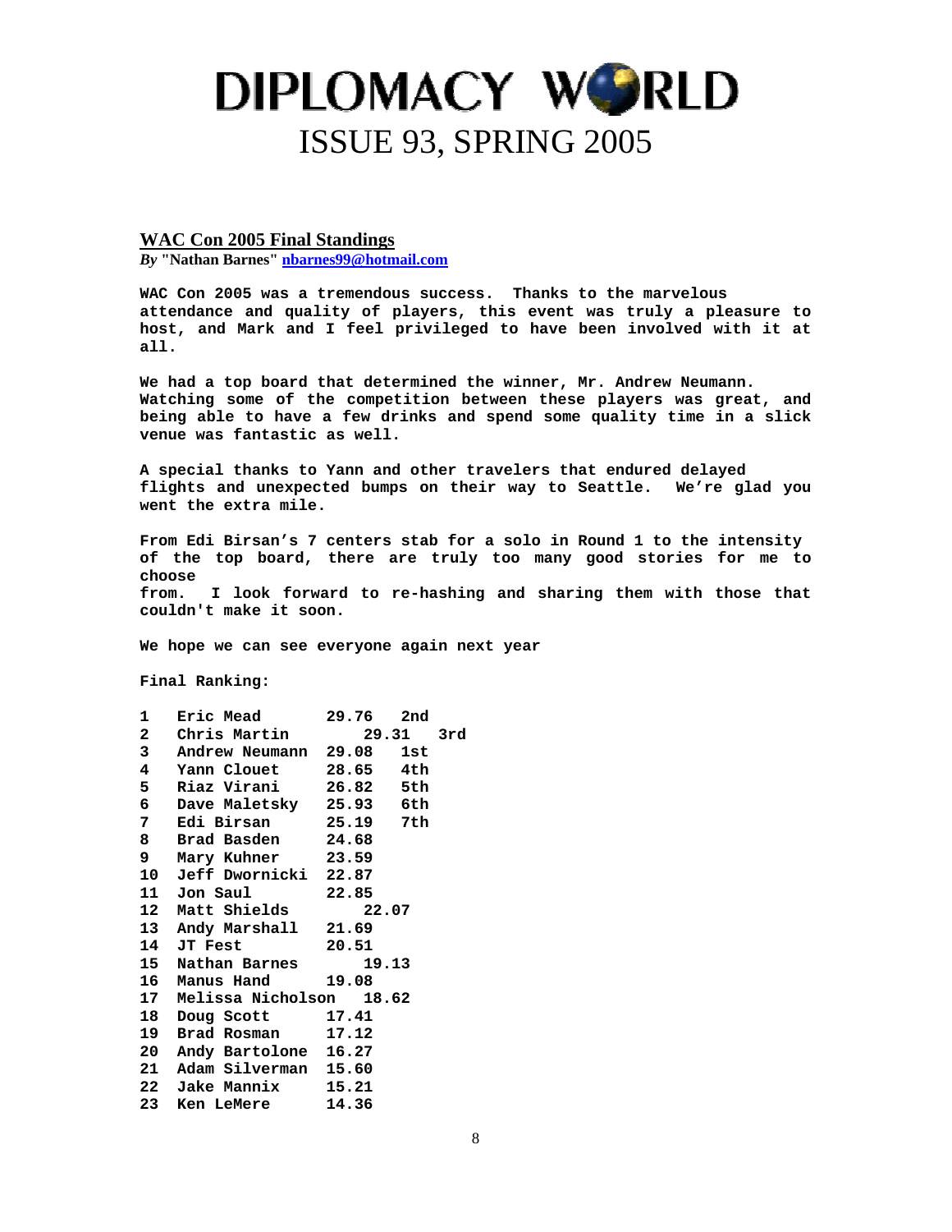## WAC Con 2005 Final Standings

*By* **"Nathan Barnes"** **nbarnes99@hotmail.com**

**WAC Con 2005 was a tremendous success. Thanks to the marvelous attendance and quality of players, this event was truly a pleasure to host, and Mark and I feel privileged to have been involved with it at all.**

**We had a top board that determined the winner, Mr. Andrew Neumann. Watching some of the competition between these players was great, and being able to have a few drinks and spend some quality time in a slick venue was fantastic as well.**

**A special thanks to Yann and other travelers that endured delayed flights and unexpected bumps on their way to Seattle. We're glad you went the extra mile.**

**From Edi Birsan's 7 centers stab for a solo in Round 1 to the intensity of the top board, there are truly too many good stories for me to choose from. I look forward to re-hashing and sharing them with those that couldn't make it soon.**

**We hope we can see everyone again next year**

**Final Ranking:**

| | | | |
|---|---|---|---|
| 1 | Eric Mead | 29.76 | 2nd |
| 2 | Chris Martin | 29.31 | 3rd |
| 3 | Andrew Neumann | 29.08 | 1st |
| 4 | Yann Clouet | 28.65 | 4th |
| 5 | Riaz Virani | 26.82 | 5th |
| 6 | Dave Maletsky | 25.93 | 6th |
| 7 | Edi Birsan | 25.19 | 7th |
| 8 | Brad Basden | 24.68 | |
| 9 | Mary Kuhner | 23.59 | |
| 10 | Jeff Dwornicki | 22.87 | |
| 11 | Jon Saul | 22.85 | |
| 12 | Matt Shields | 22.07 | |
| 13 | Andy Marshall | 21.69 | |
| 14 | JT Fest | 20.51 | |
| 15 | Nathan Barnes | 19.13 | |
| 16 | Manus Hand | 19.08 | |
| 17 | Melissa Nicholson | 18.62 | |
| 18 | Doug Scott | 17.41 | |
| 19 | Brad Rosman | 17.12 | |
| 20 | Andy Bartolone | 16.27 | |
| 21 | Adam Silverman | 15.60 | |
| 22 | Jake Mannix | 15.21 | |
| 23 | Ken LeMere | 14.36 | |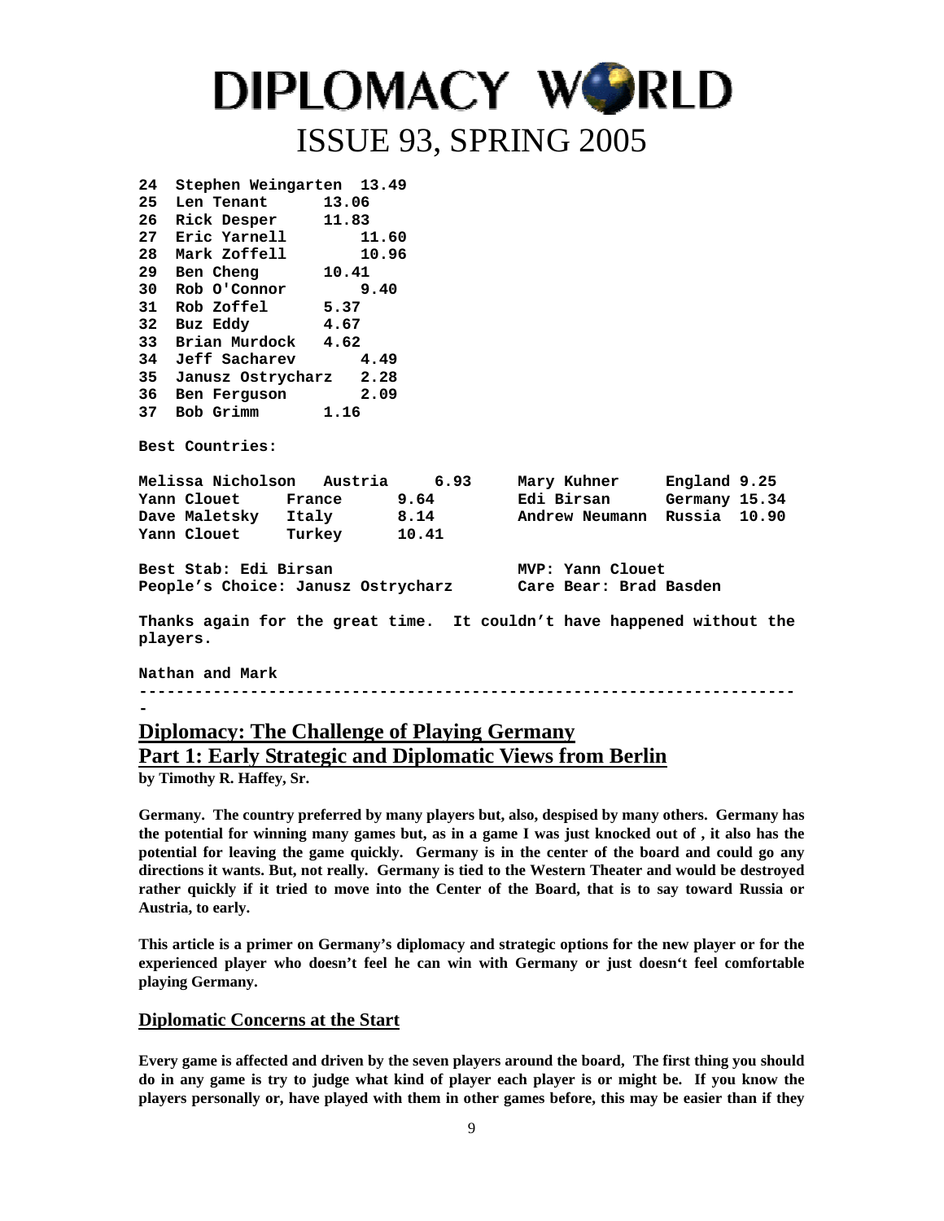| | | |
|---|---|---|
| 24 | Stephen Weingarten | 13.49 |
| 25 | Len Tenant | 13.06 |
| 26 | Rick Desper | 11.83 |
| 27 | Eric Yarnell | 11.60 |
| 28 | Mark Zoffell | 10.96 |
| 29 | Ben Cheng | 10.41 |
| 30 | Rob O'Connor | 9.40 |
| 31 | Rob Zoffel | 5.37 |
| 32 | Buz Eddy | 4.67 |
| 33 | Brian Murdock | 4.62 |
| 34 | Jeff Sacharev | 4.49 |
| 35 | Janusz Ostrycharz | 2.28 |
| 36 | Ben Ferguson | 2.09 |
| 37 | Bob Grimm | 1.16 |

**Best Countries:**

| | | | | | |
|---|---|---|---|---|---|
| Melissa Nicholson | Austria | 6.93 | Mary Kuhner | England | 9.25 |
| Yann Clouet | France | 9.64 | Edi Birsan | Germany | 15.34 |
| Dave Maletsky | Italy | 8.14 | Andrew Neumann | Russia | 10.90 |
| Yann Clouet | Turkey | 10.41 | | | |

**Best Stab: Edi Birsan** **MVP: Yann Clouet**
**People's Choice: Janusz Ostrycharz** **Care Bear: Brad Basden**

**Thanks again for the great time. It couldn't have happened without the players.**

**Nathan and Mark**

---

## Diplomacy: The Challenge of Playing Germany
## Part 1: Early Strategic and Diplomatic Views from Berlin

**by Timothy R. Haffey, Sr.**

**Germany. The country preferred by many players but, also, despised by many others. Germany has the potential for winning many games but, as in a game I was just knocked out of , it also has the potential for leaving the game quickly. Germany is in the center of the board and could go any directions it wants. But, not really. Germany is tied to the Western Theater and would be destroyed rather quickly if it tried to move into the Center of the Board, that is to say toward Russia or Austria, to early.**

**This article is a primer on Germany's diplomacy and strategic options for the new player or for the experienced player who doesn't feel he can win with Germany or just doesn't feel comfortable playing Germany.**

### Diplomatic Concerns at the Start

**Every game is affected and driven by the seven players around the board, The first thing you should do in any game is try to judge what kind of player each player is or might be. If you know the players personally or, have played with them in other games before, this may be easier than if they**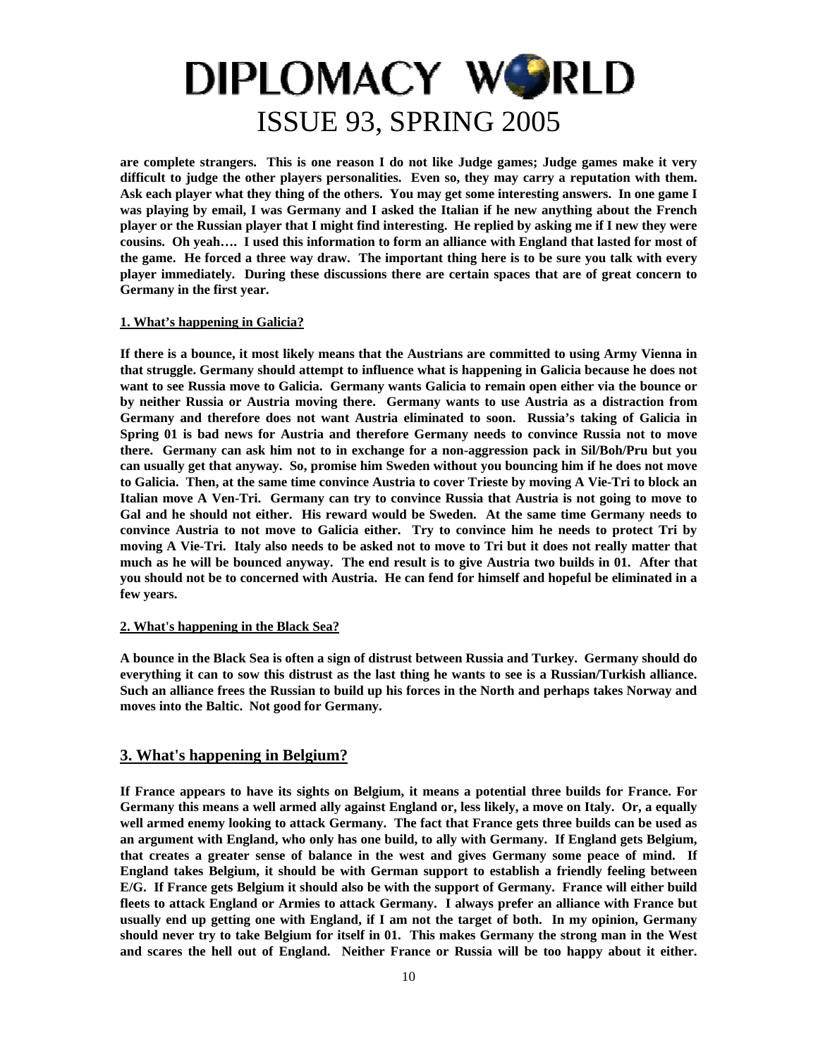**are complete strangers. This is one reason I do not like Judge games; Judge games make it very difficult to judge the other players personalities. Even so, they may carry a reputation with them. Ask each player what they thing of the others. You may get some interesting answers. In one game I was playing by email, I was Germany and I asked the Italian if he new anything about the French player or the Russian player that I might find interesting. He replied by asking me if I new they were cousins. Oh yeah…. I used this information to form an alliance with England that lasted for most of the game. He forced a three way draw. The important thing here is to be sure you talk with every player immediately. During these discussions there are certain spaces that are of great concern to Germany in the first year.**

#### 1. What's happening in Galicia?

**If there is a bounce, it most likely means that the Austrians are committed to using Army Vienna in that struggle. Germany should attempt to influence what is happening in Galicia because he does not want to see Russia move to Galicia. Germany wants Galicia to remain open either via the bounce or by neither Russia or Austria moving there. Germany wants to use Austria as a distraction from Germany and therefore does not want Austria eliminated to soon. Russia's taking of Galicia in Spring 01 is bad news for Austria and therefore Germany needs to convince Russia not to move there. Germany can ask him not to in exchange for a non-aggression pack in Sil/Boh/Pru but you can usually get that anyway. So, promise him Sweden without you bouncing him if he does not move to Galicia. Then, at the same time convince Austria to cover Trieste by moving A Vie-Tri to block an Italian move A Ven-Tri. Germany can try to convince Russia that Austria is not going to move to Gal and he should not either. His reward would be Sweden. At the same time Germany needs to convince Austria to not move to Galicia either. Try to convince him he needs to protect Tri by moving A Vie-Tri. Italy also needs to be asked not to move to Tri but it does not really matter that much as he will be bounced anyway. The end result is to give Austria two builds in 01. After that you should not be to concerned with Austria. He can fend for himself and hopeful be eliminated in a few years.**

#### 2. What's happening in the Black Sea?

**A bounce in the Black Sea is often a sign of distrust between Russia and Turkey. Germany should do everything it can to sow this distrust as the last thing he wants to see is a Russian/Turkish alliance. Such an alliance frees the Russian to build up his forces in the North and perhaps takes Norway and moves into the Baltic. Not good for Germany.**

## 3. What's happening in Belgium?

**If France appears to have its sights on Belgium, it means a potential three builds for France. For Germany this means a well armed ally against England or, less likely, a move on Italy. Or, a equally well armed enemy looking to attack Germany. The fact that France gets three builds can be used as an argument with England, who only has one build, to ally with Germany. If England gets Belgium, that creates a greater sense of balance in the west and gives Germany some peace of mind. If England takes Belgium, it should be with German support to establish a friendly feeling between E/G. If France gets Belgium it should also be with the support of Germany. France will either build fleets to attack England or Armies to attack Germany. I always prefer an alliance with France but usually end up getting one with England, if I am not the target of both. In my opinion, Germany should never try to take Belgium for itself in 01. This makes Germany the strong man in the West and scares the hell out of England. Neither France or Russia will be too happy about it either.**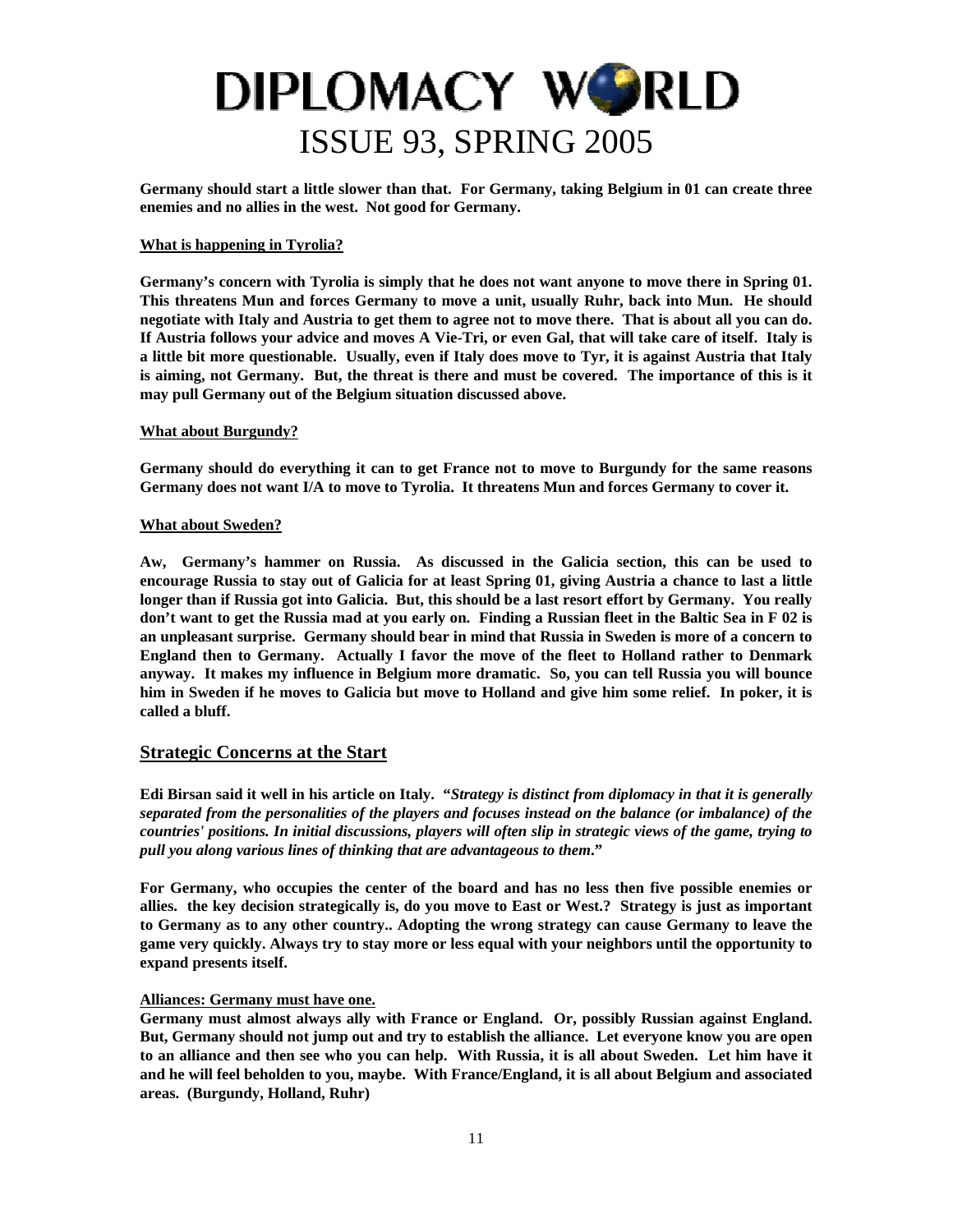**Germany should start a little slower than that. For Germany, taking Belgium in 01 can create three enemies and no allies in the west. Not good for Germany.**

**What is happening in Tyrolia?**

**Germany's concern with Tyrolia is simply that he does not want anyone to move there in Spring 01. This threatens Mun and forces Germany to move a unit, usually Ruhr, back into Mun. He should negotiate with Italy and Austria to get them to agree not to move there. That is about all you can do. If Austria follows your advice and moves A Vie-Tri, or even Gal, that will take care of itself. Italy is a little bit more questionable. Usually, even if Italy does move to Tyr, it is against Austria that Italy is aiming, not Germany. But, the threat is there and must be covered. The importance of this is it may pull Germany out of the Belgium situation discussed above.**

**What about Burgundy?**

**Germany should do everything it can to get France not to move to Burgundy for the same reasons Germany does not want I/A to move to Tyrolia. It threatens Mun and forces Germany to cover it.**

**What about Sweden?**

**Aw, Germany's hammer on Russia. As discussed in the Galicia section, this can be used to encourage Russia to stay out of Galicia for at least Spring 01, giving Austria a chance to last a little longer than if Russia got into Galicia. But, this should be a last resort effort by Germany. You really don't want to get the Russia mad at you early on. Finding a Russian fleet in the Baltic Sea in F 02 is an unpleasant surprise. Germany should bear in mind that Russia in Sweden is more of a concern to England then to Germany. Actually I favor the move of the fleet to Holland rather to Denmark anyway. It makes my influence in Belgium more dramatic. So, you can tell Russia you will bounce him in Sweden if he moves to Galicia but move to Holland and give him some relief. In poker, it is called a bluff.**

## Strategic Concerns at the Start

**Edi Birsan said it well in his article on Italy. "*Strategy is distinct from diplomacy in that it is generally separated from the personalities of the players and focuses instead on the balance (or imbalance) of the countries' positions. In initial discussions, players will often slip in strategic views of the game, trying to pull you along various lines of thinking that are advantageous to them*."**

**For Germany, who occupies the center of the board and has no less then five possible enemies or allies. the key decision strategically is, do you move to East or West.? Strategy is just as important to Germany as to any other country.. Adopting the wrong strategy can cause Germany to leave the game very quickly. Always try to stay more or less equal with your neighbors until the opportunity to expand presents itself.**

**Alliances: Germany must have one.**

**Germany must almost always ally with France or England. Or, possibly Russian against England. But, Germany should not jump out and try to establish the alliance. Let everyone know you are open to an alliance and then see who you can help. With Russia, it is all about Sweden. Let him have it and he will feel beholden to you, maybe. With France/England, it is all about Belgium and associated areas. (Burgundy, Holland, Ruhr)**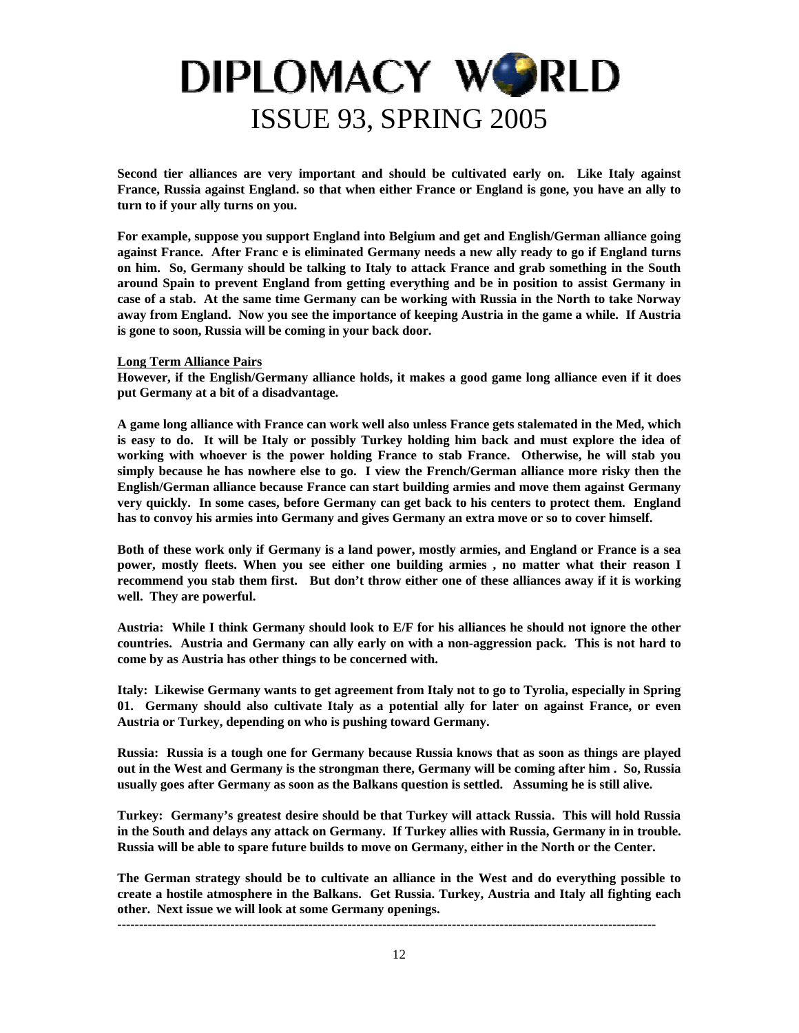**Second tier alliances are very important and should be cultivated early on. Like Italy against France, Russia against England. so that when either France or England is gone, you have an ally to turn to if your ally turns on you.**

**For example, suppose you support England into Belgium and get and English/German alliance going against France. After Franc e is eliminated Germany needs a new ally ready to go if England turns on him. So, Germany should be talking to Italy to attack France and grab something in the South around Spain to prevent England from getting everything and be in position to assist Germany in case of a stab. At the same time Germany can be working with Russia in the North to take Norway away from England. Now you see the importance of keeping Austria in the game a while. If Austria is gone to soon, Russia will be coming in your back door.**

**Long Term Alliance Pairs**

**However, if the English/Germany alliance holds, it makes a good game long alliance even if it does put Germany at a bit of a disadvantage.**

**A game long alliance with France can work well also unless France gets stalemated in the Med, which is easy to do. It will be Italy or possibly Turkey holding him back and must explore the idea of working with whoever is the power holding France to stab France. Otherwise, he will stab you simply because he has nowhere else to go. I view the French/German alliance more risky then the English/German alliance because France can start building armies and move them against Germany very quickly. In some cases, before Germany can get back to his centers to protect them. England has to convoy his armies into Germany and gives Germany an extra move or so to cover himself.**

**Both of these work only if Germany is a land power, mostly armies, and England or France is a sea power, mostly fleets. When you see either one building armies , no matter what their reason I recommend you stab them first. But don't throw either one of these alliances away if it is working well. They are powerful.**

**Austria: While I think Germany should look to E/F for his alliances he should not ignore the other countries. Austria and Germany can ally early on with a non-aggression pack. This is not hard to come by as Austria has other things to be concerned with.**

**Italy: Likewise Germany wants to get agreement from Italy not to go to Tyrolia, especially in Spring 01. Germany should also cultivate Italy as a potential ally for later on against France, or even Austria or Turkey, depending on who is pushing toward Germany.**

**Russia: Russia is a tough one for Germany because Russia knows that as soon as things are played out in the West and Germany is the strongman there, Germany will be coming after him . So, Russia usually goes after Germany as soon as the Balkans question is settled. Assuming he is still alive.**

**Turkey: Germany's greatest desire should be that Turkey will attack Russia. This will hold Russia in the South and delays any attack on Germany. If Turkey allies with Russia, Germany in in trouble. Russia will be able to spare future builds to move on Germany, either in the North or the Center.**

**The German strategy should be to cultivate an alliance in the West and do everything possible to create a hostile atmosphere in the Balkans. Get Russia. Turkey, Austria and Italy all fighting each other. Next issue we will look at some Germany openings.**

---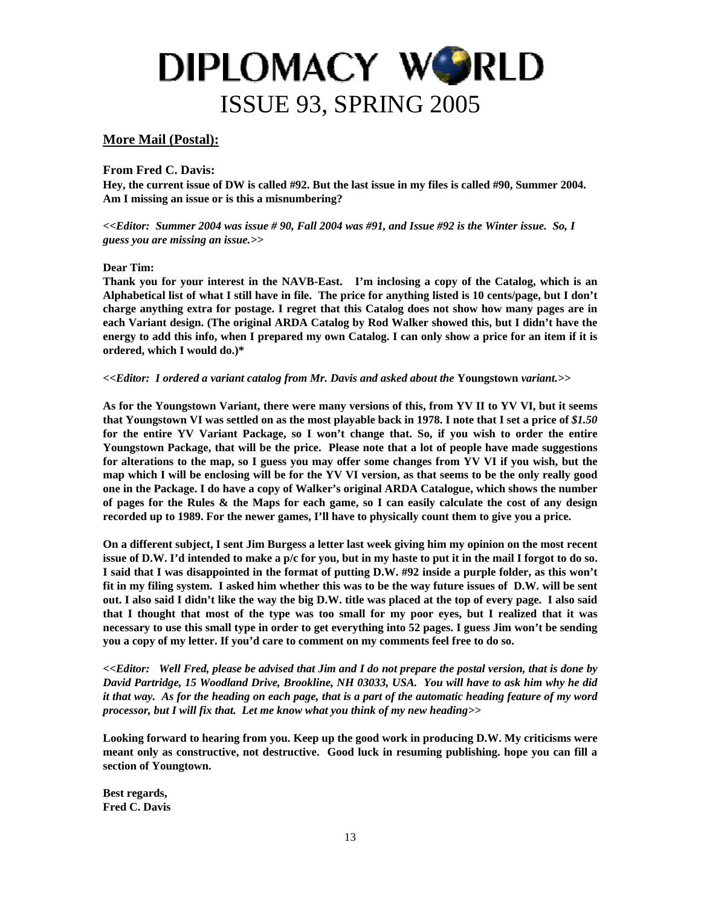## More Mail (Postal):

**From Fred C. Davis:**

**Hey, the current issue of DW is called #92. But the last issue in my files is called #90, Summer 2004. Am I missing an issue or is this a misnumbering?**

***<<Editor: Summer 2004 was issue # 90, Fall 2004 was #91, and Issue #92 is the Winter issue. So, I guess you are missing an issue.>>***

**Dear Tim:**

**Thank you for your interest in the NAVB-East. I'm inclosing a copy of the Catalog, which is an Alphabetical list of what I still have in file. The price for anything listed is 10 cents/page, but I don't charge anything extra for postage. I regret that this Catalog does not show how many pages are in each Variant design. (The original ARDA Catalog by Rod Walker showed this, but I didn't have the energy to add this info, when I prepared my own Catalog. I can only show a price for an item if it is ordered, which I would do.)***

***<<Editor: I ordered a variant catalog from Mr. Davis and asked about the* Youngstown *variant.>>***

**As for the Youngstown Variant, there were many versions of this, from YV II to YV VI, but it seems that Youngstown VI was settled on as the most playable back in 1978. I note that I set a price of *$1.50* for the entire YV Variant Package, so I won't change that. So, if you wish to order the entire Youngstown Package, that will be the price. Please note that a lot of people have made suggestions for alterations to the map, so I guess you may offer some changes from YV VI if you wish, but the map which I will be enclosing will be for the YV VI version, as that seems to be the only really good one in the Package. I do have a copy of Walker's original ARDA Catalogue, which shows the number of pages for the Rules & the Maps for each game, so I can easily calculate the cost of any design recorded up to 1989. For the newer games, I'll have to physically count them to give you a price.**

**On a different subject, I sent Jim Burgess a letter last week giving him my opinion on the most recent issue of D.W. I'd intended to make a p/c for you, but in my haste to put it in the mail I forgot to do so. I said that I was disappointed in the format of putting D.W. #92 inside a purple folder, as this won't fit in my filing system. I asked him whether this was to be the way future issues of D.W. will be sent out. I also said I didn't like the way the big D.W. title was placed at the top of every page. I also said that I thought that most of the type was too small for my poor eyes, but I realized that it was necessary to use this small type in order to get everything into 52 pages. I guess Jim won't be sending you a copy of my letter. If you'd care to comment on my comments feel free to do so.**

***<<Editor: Well Fred, please be advised that Jim and I do not prepare the postal version, that is done by David Partridge, 15 Woodland Drive, Brookline, NH 03033, USA. You will have to ask him why he did it that way. As for the heading on each page, that is a part of the automatic heading feature of my word processor, but I will fix that. Let me know what you think of my new heading>>***

**Looking forward to hearing from you. Keep up the good work in producing D.W. My criticisms were meant only as constructive, not destructive. Good luck in resuming publishing. hope you can fill a section of Youngstown.**

**Best regards,**
**Fred C. Davis**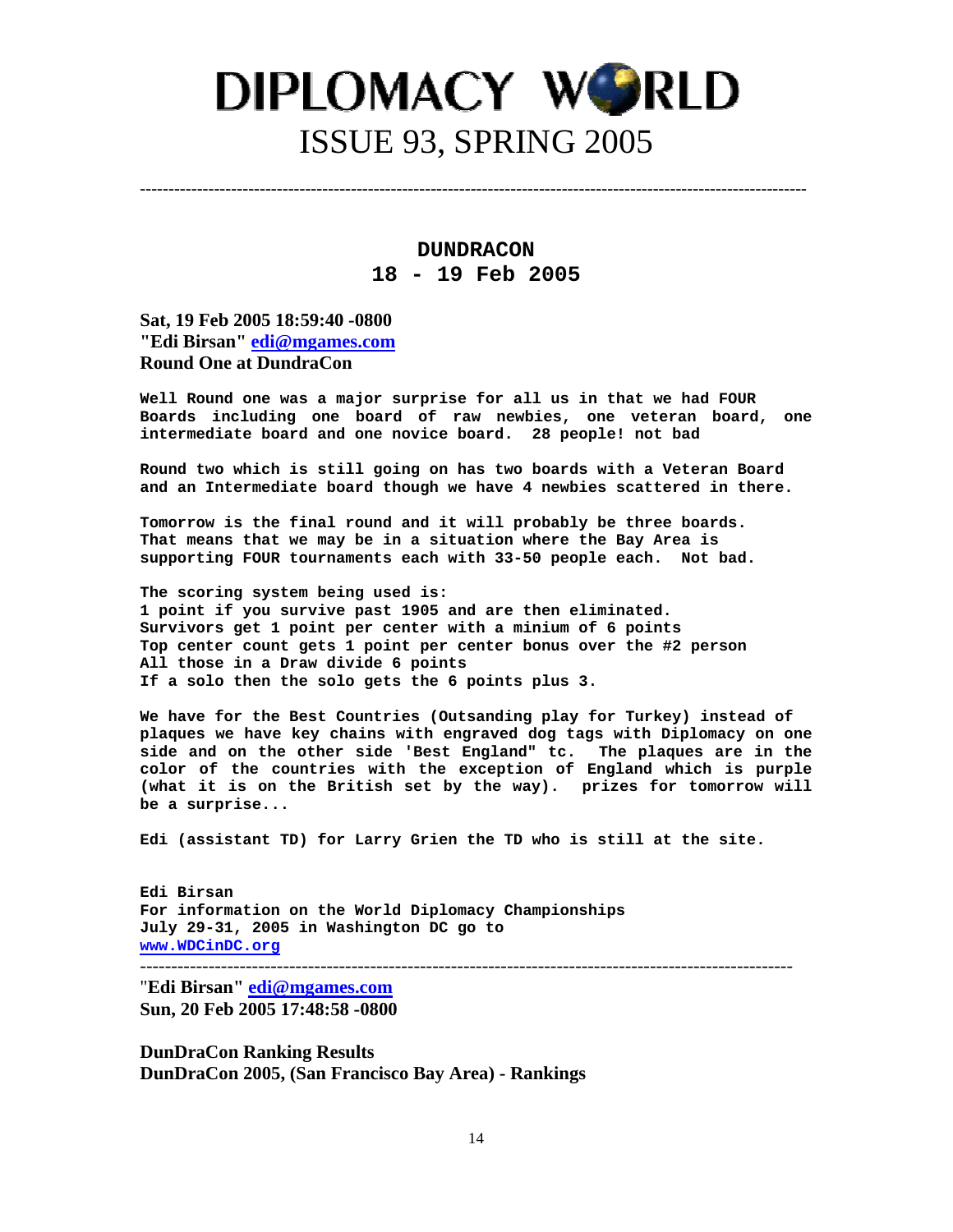# DIPLOMACY WORLD
## ISSUE 93, SPRING 2005

---

## DUNDRACON
## 18 - 19 Feb 2005

**Sat, 19 Feb 2005 18:59:40 -0800**
**"Edi Birsan" edi@mgames.com**
**Round One at DundraCon**

Well Round one was a major surprise for all us in that we had FOUR Boards including one board of raw newbies, one veteran board, one intermediate board and one novice board. 28 people! not bad

Round two which is still going on has two boards with a Veteran Board and an Intermediate board though we have 4 newbies scattered in there.

Tomorrow is the final round and it will probably be three boards. That means that we may be in a situation where the Bay Area is supporting FOUR tournaments each with 33-50 people each. Not bad.

The scoring system being used is:
1 point if you survive past 1905 and are then eliminated.
Survivors get 1 point per center with a minium of 6 points
Top center count gets 1 point per center bonus over the #2 person
All those in a Draw divide 6 points
If a solo then the solo gets the 6 points plus 3.

We have for the Best Countries (Outsanding play for Turkey) instead of plaques we have key chains with engraved dog tags with Diplomacy on one side and on the other side 'Best England" tc. The plaques are in the color of the countries with the exception of England which is purple (what it is on the British set by the way). prizes for tomorrow will be a surprise...

Edi (assistant TD) for Larry Grien the TD who is still at the site.

Edi Birsan
For information on the World Diplomacy Championships
July 29-31, 2005 in Washington DC go to
www.WDCinDC.org

---

**"Edi Birsan" edi@mgames.com**
**Sun, 20 Feb 2005 17:48:58 -0800**

**DunDraCon Ranking Results**
**DunDraCon 2005, (San Francisco Bay Area) - Rankings**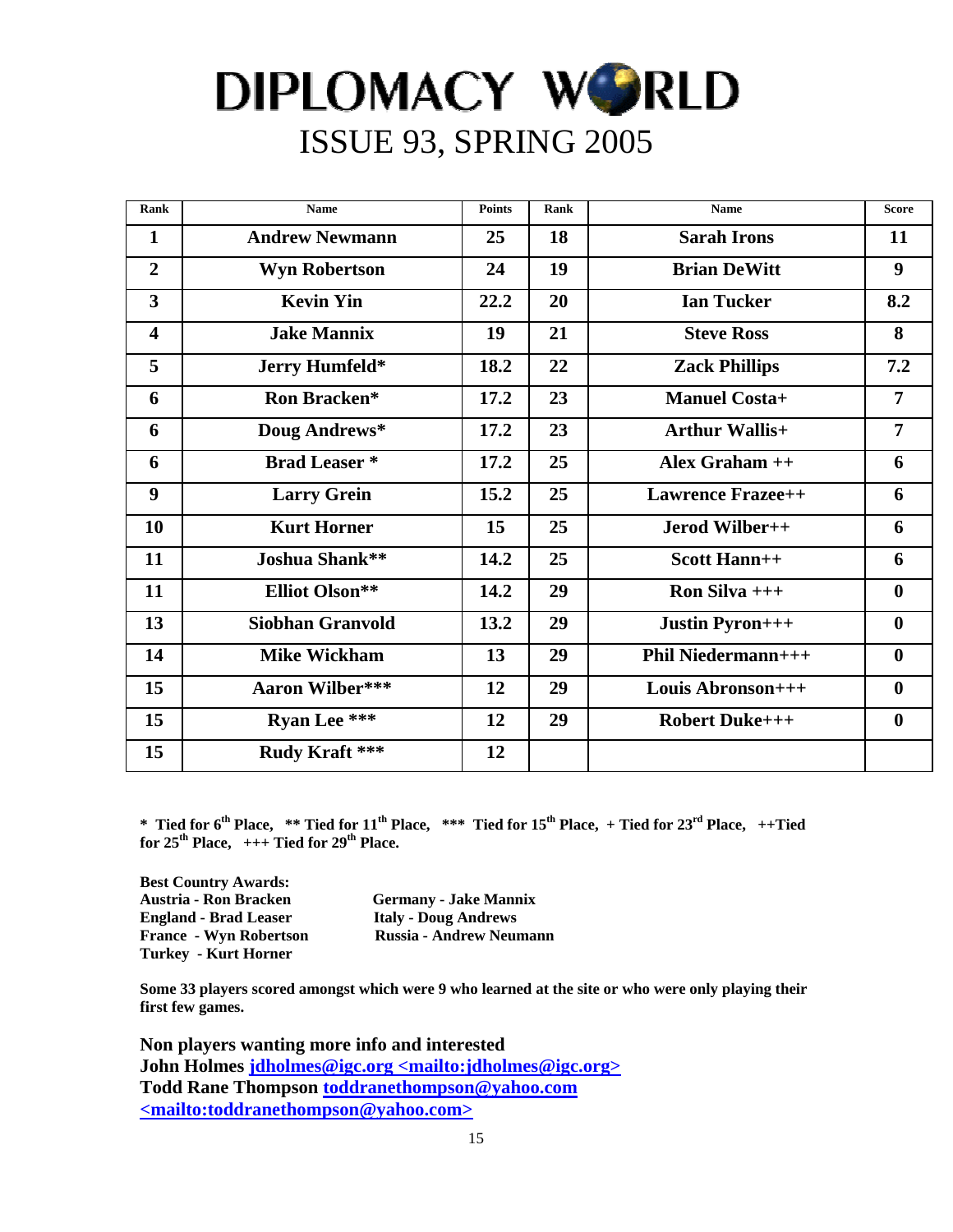| Rank | Name | Points | Rank | Name | Score |
|---|---|---|---|---|---|
| 1 | Andrew Newmann | 25 | 18 | Sarah Irons | 11 |
| 2 | Wyn Robertson | 24 | 19 | Brian DeWitt | 9 |
| 3 | Kevin Yin | 22.2 | 20 | Ian Tucker | 8.2 |
| 4 | Jake Mannix | 19 | 21 | Steve Ross | 8 |
| 5 | Jerry Humfeld* | 18.2 | 22 | Zack Phillips | 7.2 |
| 6 | Ron Bracken* | 17.2 | 23 | Manuel Costa+ | 7 |
| 6 | Doug Andrews* | 17.2 | 23 | Arthur Wallis+ | 7 |
| 6 | Brad Leaser * | 17.2 | 25 | Alex Graham ++ | 6 |
| 9 | Larry Grein | 15.2 | 25 | Lawrence Frazee++ | 6 |
| 10 | Kurt Horner | 15 | 25 | Jerod Wilber++ | 6 |
| 11 | Joshua Shank** | 14.2 | 25 | Scott Hann++ | 6 |
| 11 | Elliot Olson** | 14.2 | 29 | Ron Silva +++ | 0 |
| 13 | Siobhan Granvold | 13.2 | 29 | Justin Pyron+++ | 0 |
| 14 | Mike Wickham | 13 | 29 | Phil Niedermann+++ | 0 |
| 15 | Aaron Wilber*** | 12 | 29 | Louis Abronson+++ | 0 |
| 15 | Ryan Lee *** | 12 | 29 | Robert Duke+++ | 0 |
| 15 | Rudy Kraft *** | 12 | | | |

**\* Tied for 6th Place, \*\* Tied for 11th Place, \*\*\* Tied for 15th Place, + Tied for 23rd Place, ++Tied for 25th Place, +++ Tied for 29th Place.**

**Best Country Awards:**
**Austria - Ron Bracken**
**England - Brad Leaser**
**France - Wyn Robertson**
**Turkey - Kurt Horner**
**Germany - Jake Mannix**
**Italy - Doug Andrews**
**Russia - Andrew Neumann**

**Some 33 players scored amongst which were 9 who learned at the site or who were only playing their first few games.**

**Non players wanting more info and interested**
**John Holmes jdholmes@igc.org <mailto:jdholmes@igc.org>**
**Todd Rane Thompson toddranethompson@yahoo.com <mailto:toddranethompson@yahoo.com>**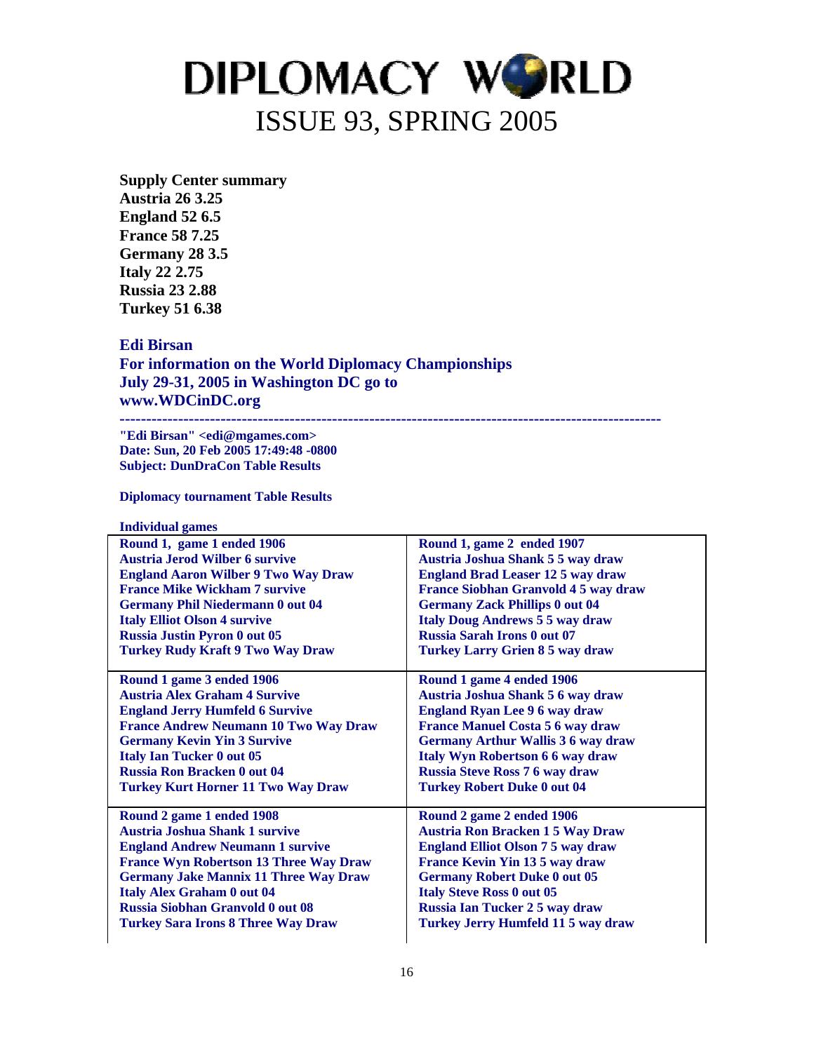**Supply Center summary**
**Austria 26 3.25**
**England 52 6.5**
**France 58 7.25**
**Germany 28 3.5**
**Italy 22 2.75**
**Russia 23 2.88**
**Turkey 51 6.38**

**Edi Birsan**
**For information on the World Diplomacy Championships July 29-31, 2005 in Washington DC go to www.WDCinDC.org**

---

**"Edi Birsan" <edi@mgames.com>**
**Date: Sun, 20 Feb 2005 17:49:48 -0800**
**Subject: DunDraCon Table Results**

**Diplomacy tournament Table Results**

**Individual games**

| | |
|---|---|
| **Round 1, game 1 ended 1906**<br>**Austria Jerod Wilber 6 survive**<br>**England Aaron Wilber 9 Two Way Draw**<br>**France Mike Wickham 7 survive**<br>**Germany Phil Niedermann 0 out 04**<br>**Italy Elliot Olson 4 survive**<br>**Russia Justin Pyron 0 out 05**<br>**Turkey Rudy Kraft 9 Two Way Draw** | **Round 1, game 2 ended 1907**<br>**Austria Joshua Shank 5 5 way draw**<br>**England Brad Leaser 12 5 way draw**<br>**France Siobhan Granvold 4 5 way draw**<br>**Germany Zack Phillips 0 out 04**<br>**Italy Doug Andrews 5 5 way draw**<br>**Russia Sarah Irons 0 out 07**<br>**Turkey Larry Grien 8 5 way draw** |
| **Round 1 game 3 ended 1906**<br>**Austria Alex Graham 4 Survive**<br>**England Jerry Humfeld 6 Survive**<br>**France Andrew Neumann 10 Two Way Draw**<br>**Germany Kevin Yin 3 Survive**<br>**Italy Ian Tucker 0 out 05**<br>**Russia Ron Bracken 0 out 04**<br>**Turkey Kurt Horner 11 Two Way Draw** | **Round 1 game 4 ended 1906**<br>**Austria Joshua Shank 5 6 way draw**<br>**England Ryan Lee 9 6 way draw**<br>**France Manuel Costa 5 6 way draw**<br>**Germany Arthur Wallis 3 6 way draw**<br>**Italy Wyn Robertson 6 6 way draw**<br>**Russia Steve Ross 7 6 way draw**<br>**Turkey Robert Duke 0 out 04** |
| **Round 2 game 1 ended 1908**<br>**Austria Joshua Shank 1 survive**<br>**England Andrew Neumann 1 survive**<br>**France Wyn Robertson 13 Three Way Draw**<br>**Germany Jake Mannix 11 Three Way Draw**<br>**Italy Alex Graham 0 out 04**<br>**Russia Siobhan Granvold 0 out 08**<br>**Turkey Sara Irons 8 Three Way Draw** | **Round 2 game 2 ended 1906**<br>**Austria Ron Bracken 1 5 Way Draw**<br>**England Elliot Olson 7 5 way draw**<br>**France Kevin Yin 13 5 way draw**<br>**Germany Robert Duke 0 out 05**<br>**Italy Steve Ross 0 out 05**<br>**Russia Ian Tucker 2 5 way draw**<br>**Turkey Jerry Humfeld 11 5 way draw** |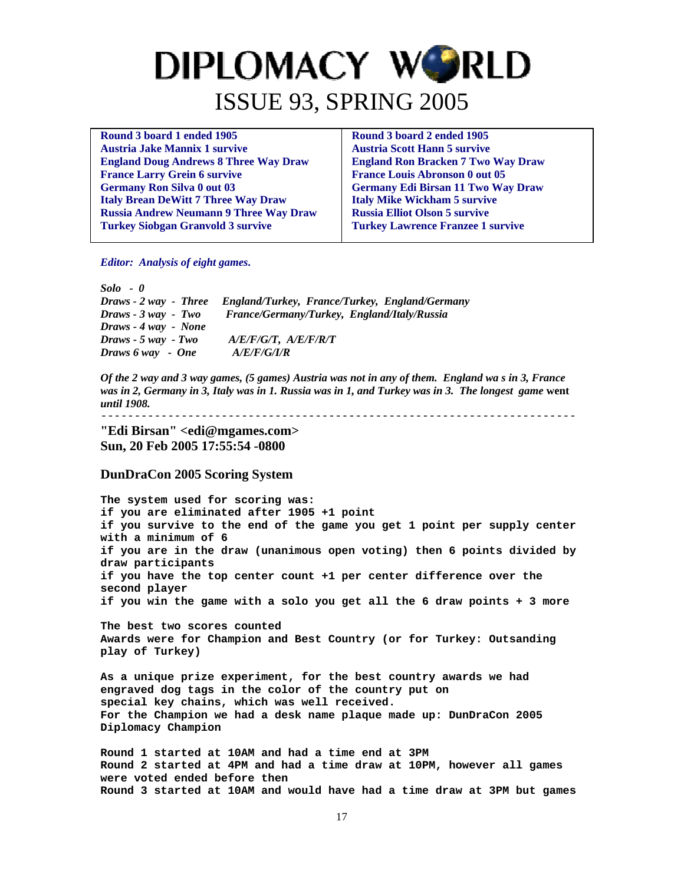| Round 3 board 1 ended 1905 | Round 3 board 2 ended 1905 |
|---|---|
| Austria Jake Mannix 1 survive | Austria Scott Hann 5 survive |
| England Doug Andrews 8 Three Way Draw | England Ron Bracken 7 Two Way Draw |
| France Larry Grein 6 survive | France Louis Abronson 0 out 05 |
| Germany Ron Silva 0 out 03 | Germany Edi Birsan 11 Two Way Draw |
| Italy Brean DeWitt 7 Three Way Draw | Italy Mike Wickham 5 survive |
| Russia Andrew Neumann 9 Three Way Draw | Russia Elliot Olson 5 survive |
| Turkey Siobgan Granvold 3 survive | Turkey Lawrence Franzee 1 survive |

***Editor: Analysis of eight games.***

*Solo - 0*
*Draws - 2 way - Three England/Turkey, France/Turkey, England/Germany*
*Draws - 3 way - Two France/Germany/Turkey, England/Italy/Russia*
*Draws - 4 way - None*
*Draws - 5 way - Two A/E/F/G/T, A/E/F/R/T*
*Draws 6 way - One A/E/F/G/I/R*

*Of the 2 way and 3 way games, (5 games) Austria was not in any of them. England wa s in 3, France was in 2, Germany in 3, Italy was in 1. Russia was in 1, and Turkey was in 3. The longest game* went *until 1908.*

-----------------------------------------------------------------------

**"Edi Birsan" <edi@mgames.com>**
**Sun, 20 Feb 2005 17:55:54 -0800**

## DunDraCon 2005 Scoring System

**The system used for scoring was:**
**if you are eliminated after 1905 +1 point**
**if you survive to the end of the game you get 1 point per supply center with a minimum of 6**
**if you are in the draw (unanimous open voting) then 6 points divided by draw participants**
**if you have the top center count +1 per center difference over the second player**
**if you win the game with a solo you get all the 6 draw points + 3 more**

**The best two scores counted**
**Awards were for Champion and Best Country (or for Turkey: Outsanding play of Turkey)**

**As a unique prize experiment, for the best country awards we had engraved dog tags in the color of the country put on special key chains, which was well received.**
**For the Champion we had a desk name plaque made up: DunDraCon 2005 Diplomacy Champion**

**Round 1 started at 10AM and had a time end at 3PM**
**Round 2 started at 4PM and had a time draw at 10PM, however all games were voted ended before then**
**Round 3 started at 10AM and would have had a time draw at 3PM but games**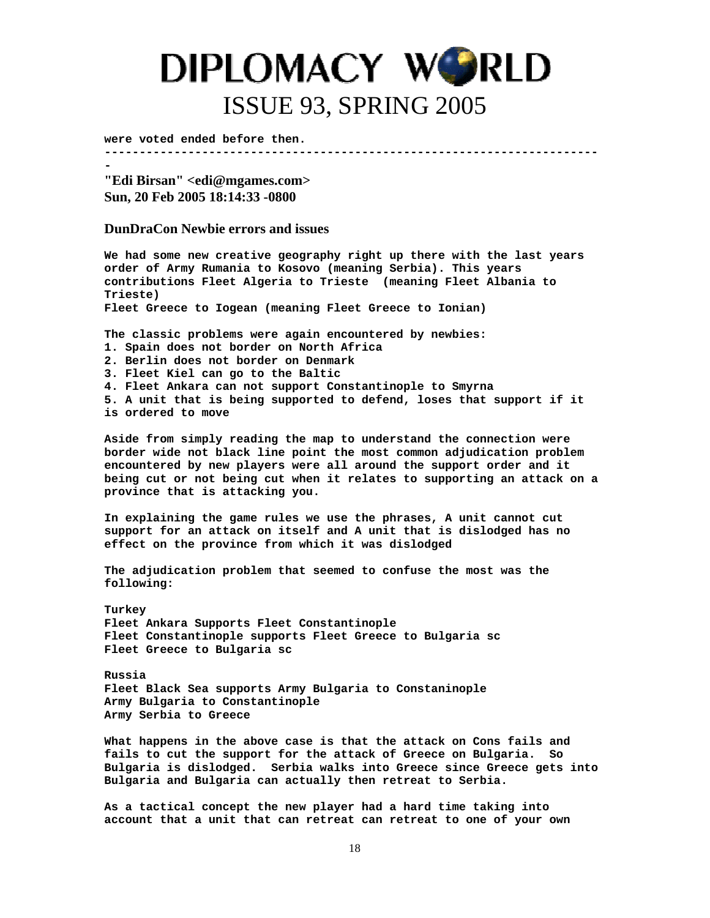were voted ended before then.

-----------------------------------------------------------------------
-

**"Edi Birsan" <edi@mgames.com>**
**Sun, 20 Feb 2005 18:14:33 -0800**

### DunDraCon Newbie errors and issues

We had some new creative geography right up there with the last years order of Army Rumania to Kosovo (meaning Serbia). This years contributions Fleet Algeria to Trieste (meaning Fleet Albania to Trieste)
Fleet Greece to Iogean (meaning Fleet Greece to Ionian)

The classic problems were again encountered by newbies:
1. Spain does not border on North Africa
2. Berlin does not border on Denmark
3. Fleet Kiel can go to the Baltic
4. Fleet Ankara can not support Constantinople to Smyrna
5. A unit that is being supported to defend, loses that support if it is ordered to move

Aside from simply reading the map to understand the connection were border wide not black line point the most common adjudication problem encountered by new players were all around the support order and it being cut or not being cut when it relates to supporting an attack on a province that is attacking you.

In explaining the game rules we use the phrases, A unit cannot cut support for an attack on itself and A unit that is dislodged has no effect on the province from which it was dislodged

The adjudication problem that seemed to confuse the most was the following:

Turkey
Fleet Ankara Supports Fleet Constantinople
Fleet Constantinople supports Fleet Greece to Bulgaria sc
Fleet Greece to Bulgaria sc

Russia
Fleet Black Sea supports Army Bulgaria to Constaninople
Army Bulgaria to Constantinople
Army Serbia to Greece

What happens in the above case is that the attack on Cons fails and fails to cut the support for the attack of Greece on Bulgaria. So Bulgaria is dislodged. Serbia walks into Greece since Greece gets into Bulgaria and Bulgaria can actually then retreat to Serbia.

As a tactical concept the new player had a hard time taking into account that a unit that can retreat can retreat to one of your own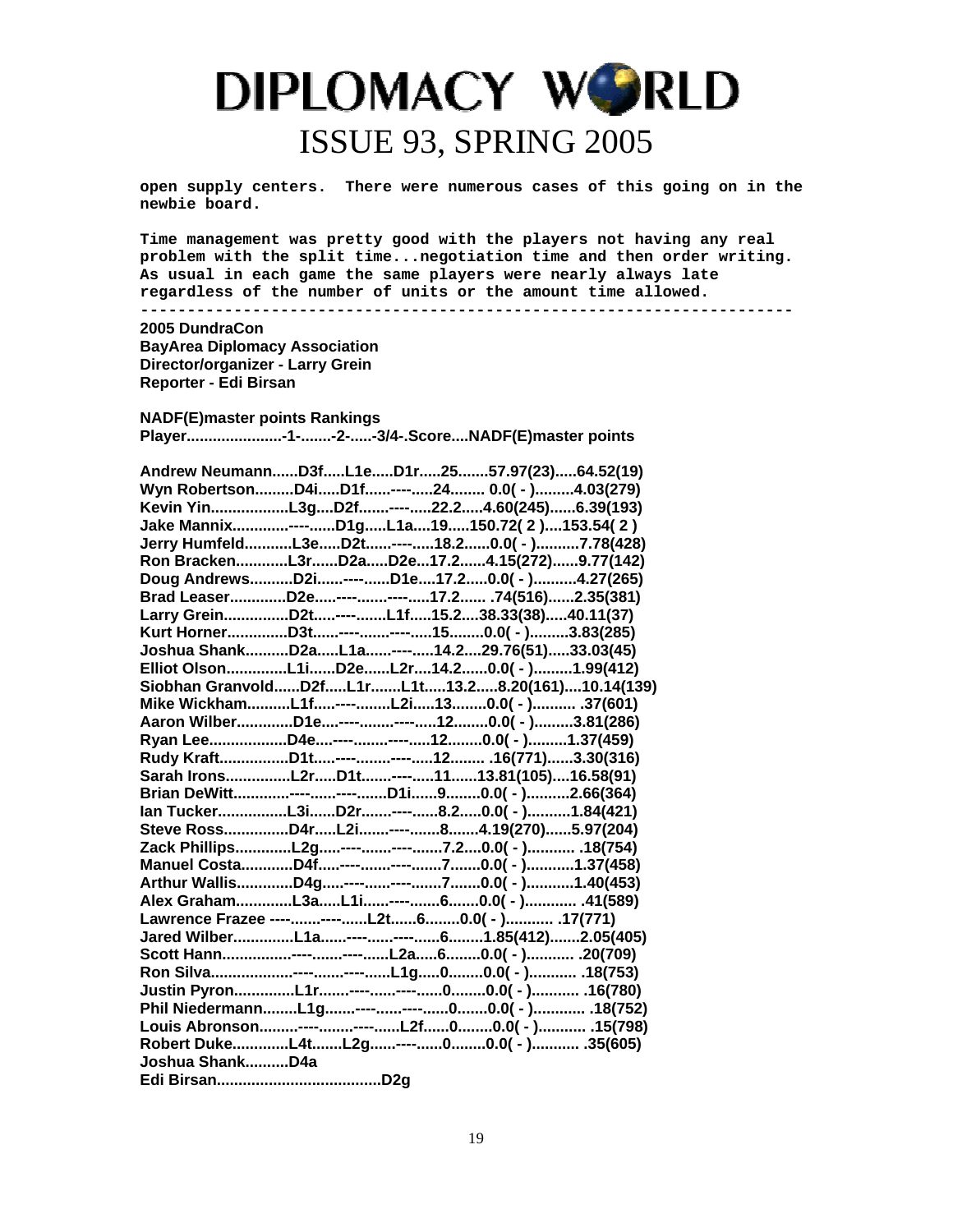open supply centers.  There were numerous cases of this going on in the newbie board.

Time management was pretty good with the players not having any real problem with the split time...negotiation time and then order writing. As usual in each game the same players were nearly always late regardless of the number of units or the amount time allowed.

---

**2005 DundraCon**
**BayArea Diplomacy Association**
**Director/organizer - Larry Grein**
**Reporter - Edi Birsan**

**NADF(E)master points Rankings**

| Player | -1- | -2- | -3/4- | Score | NADF(E)master points | |
|---|---|---|---|---|---|---|
| Andrew Neumann | D3f | L1e | D1r | 25 | 57.97(23) | 64.52(19) |
| Wyn Robertson | D4i | D1f | ---- | 24 | 0.0( - ) | 4.03(279) |
| Kevin Yin | L3g | D2f | ---- | 22.2 | 4.60(245) | 6.39(193) |
| Jake Mannix | ---- | D1g | L1a | 19 | 150.72( 2 ) | 153.54( 2 ) |
| Jerry Humfeld | L3e | D2t | ---- | 18.2 | 0.0( - ) | 7.78(428) |
| Ron Bracken | L3r | D2a | D2e | 17.2 | 4.15(272) | 9.77(142) |
| Doug Andrews | D2i | ---- | D1e | 17.2 | 0.0( - ) | 4.27(265) |
| Brad Leaser | D2e | ---- | ---- | 17.2 | .74(516) | 2.35(381) |
| Larry Grein | D2t | ---- | L1f | 15.2 | 38.33(38) | 40.11(37) |
| Kurt Horner | D3t | ---- | ---- | 15 | 0.0( - ) | 3.83(285) |
| Joshua Shank | D2a | L1a | ---- | 14.2 | 29.76(51) | 33.03(45) |
| Elliot Olson | L1i | D2e | L2r | 14.2 | 0.0( - ) | 1.99(412) |
| Siobhan Granvold | D2f | L1r | L1t | 13.2 | 8.20(161) | 10.14(139) |
| Mike Wickham | L1f | ---- | L2i | 13 | 0.0( - ) | .37(601) |
| Aaron Wilber | D1e | ---- | ---- | 12 | 0.0( - ) | 3.81(286) |
| Ryan Lee | D4e | ---- | ---- | 12 | 0.0( - ) | 1.37(459) |
| Rudy Kraft | D1t | ---- | ---- | 12 | .16(771) | 3.30(316) |
| Sarah Irons | L2r | D1t | ---- | 11 | 13.81(105) | 16.58(91) |
| Brian DeWitt | ---- | ---- | D1i | 9 | 0.0( - ) | 2.66(364) |
| Ian Tucker | L3i | D2r | ---- | 8.2 | 0.0( - ) | 1.84(421) |
| Steve Ross | D4r | L2i | ---- | 8 | 4.19(270) | 5.97(204) |
| Zack Phillips | L2g | ---- | ---- | 7.2 | 0.0( - ) | .18(754) |
| Manuel Costa | D4f | ---- | ---- | 7 | 0.0( - ) | 1.37(458) |
| Arthur Wallis | D4g | ---- | ---- | 7 | 0.0( - ) | 1.40(453) |
| Alex Graham | L3a | L1i | ---- | 6 | 0.0( - ) | .41(589) |
| Lawrence Frazee | ---- | ---- | L2t | 6 | 0.0( - ) | .17(771) |
| Jared Wilber | L1a | ---- | ---- | 6 | 1.85(412) | 2.05(405) |
| Scott Hann | ---- | ---- | L2a | 6 | 0.0( - ) | .20(709) |
| Ron Silva | ---- | ---- | L1g | 0 | 0.0( - ) | .18(753) |
| Justin Pyron | L1r | ---- | ---- | 0 | 0.0( - ) | .16(780) |
| Phil Niedermann | L1g | ---- | ---- | 0 | 0.0( - ) | .18(752) |
| Louis Abronson | ---- | ---- | L2f | 0 | 0.0( - ) | .15(798) |
| Robert Duke | L4t | L2g | ---- | 0 | 0.0( - ) | .35(605) |
| Joshua Shank | D4a | | | | | |
| Edi Birsan | | D2g | | | | |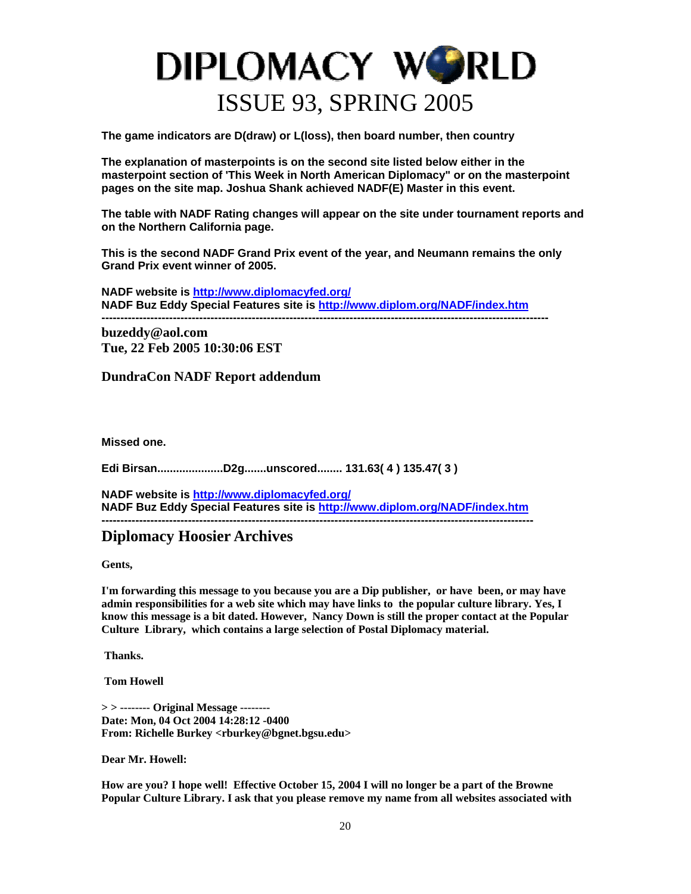**The game indicators are D(draw) or L(loss), then board number, then country**

**The explanation of masterpoints is on the second site listed below either in the masterpoint section of 'This Week in North American Diplomacy" or on the masterpoint pages on the site map. Joshua Shank achieved NADF(E) Master in this event.**

**The table with NADF Rating changes will appear on the site under tournament reports and on the Northern California page.**

**This is the second NADF Grand Prix event of the year, and Neumann remains the only Grand Prix event winner of 2005.**

**NADF website is http://www.diplomacyfed.org/**
**NADF Buz Eddy Special Features site is http://www.diplom.org/NADF/index.htm**
**-------------------------------------------------------------------------------------------------------------------**

**buzeddy@aol.com**
**Tue, 22 Feb 2005 10:30:06 EST**

**DundraCon NADF Report addendum**

**Missed one.**

**Edi Birsan....................D2g.......unscored........ 131.63( 4 ) 135.47( 3 )**

**NADF website is http://www.diplomacyfed.org/**
**NADF Buz Eddy Special Features site is http://www.diplom.org/NADF/index.htm**
**-------------------------------------------------------------------------------------------------------------------**

## Diplomacy Hoosier Archives

**Gents,**

**I'm forwarding this message to you because you are a Dip publisher, or have been, or may have admin responsibilities for a web site which may have links to the popular culture library. Yes, I know this message is a bit dated. However, Nancy Down is still the proper contact at the Popular Culture Library, which contains a large selection of Postal Diplomacy material.**

**Thanks.**

**Tom Howell**

**> > -------- Original Message --------**
**Date: Mon, 04 Oct 2004 14:28:12 -0400**
**From: Richelle Burkey <rburkey@bgnet.bgsu.edu>**

**Dear Mr. Howell:**

**How are you? I hope well! Effective October 15, 2004 I will no longer be a part of the Browne Popular Culture Library. I ask that you please remove my name from all websites associated with**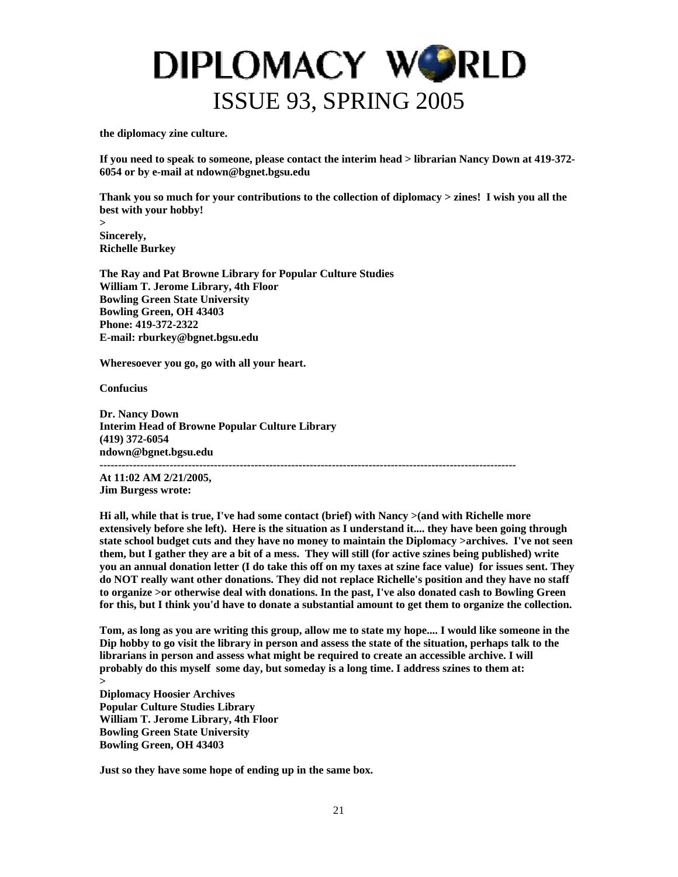**the diplomacy zine culture.**

**If you need to speak to someone, please contact the interim head > librarian Nancy Down at 419-372-6054 or by e-mail at ndown@bgnet.bgsu.edu**

**Thank you so much for your contributions to the collection of diplomacy > zines! I wish you all the best with your hobby!**
**>**
**Sincerely,**
**Richelle Burkey**

**The Ray and Pat Browne Library for Popular Culture Studies**
**William T. Jerome Library, 4th Floor**
**Bowling Green State University**
**Bowling Green, OH 43403**
**Phone: 419-372-2322**
**E-mail: rburkey@bgnet.bgsu.edu**

**Wheresoever you go, go with all your heart.**

**Confucius**

**Dr. Nancy Down**
**Interim Head of Browne Popular Culture Library**
**(419) 372-6054**
**ndown@bgnet.bgsu.edu**

---

**At 11:02 AM 2/21/2005,**
**Jim Burgess wrote:**

**Hi all, while that is true, I've had some contact (brief) with Nancy >(and with Richelle more extensively before she left). Here is the situation as I understand it.... they have been going through state school budget cuts and they have no money to maintain the Diplomacy >archives. I've not seen them, but I gather they are a bit of a mess. They will still (for active szines being published) write you an annual donation letter (I do take this off on my taxes at szine face value) for issues sent. They do NOT really want other donations. They did not replace Richelle's position and they have no staff to organize >or otherwise deal with donations. In the past, I've also donated cash to Bowling Green for this, but I think you'd have to donate a substantial amount to get them to organize the collection.**

**Tom, as long as you are writing this group, allow me to state my hope.... I would like someone in the Dip hobby to go visit the library in person and assess the state of the situation, perhaps talk to the librarians in person and assess what might be required to create an accessible archive. I will probably do this myself some day, but someday is a long time. I address szines to them at:**
**>**
**Diplomacy Hoosier Archives**
**Popular Culture Studies Library**
**William T. Jerome Library, 4th Floor**
**Bowling Green State University**
**Bowling Green, OH 43403**

**Just so they have some hope of ending up in the same box.**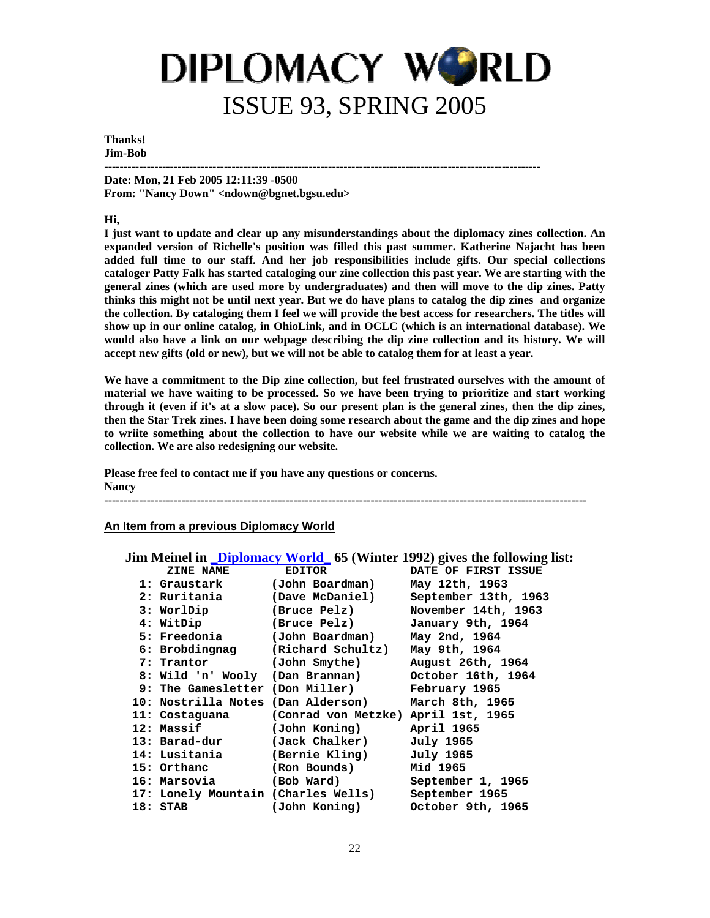**Thanks!**
**Jim-Bob**

---

**Date: Mon, 21 Feb 2005 12:11:39 -0500**
**From: "Nancy Down" <ndown@bgnet.bgsu.edu>**

**Hi,**
**I just want to update and clear up any misunderstandings about the diplomacy zines collection. An expanded version of Richelle's position was filled this past summer. Katherine Najacht has been added full time to our staff. And her job responsibilities include gifts. Our special collections cataloger Patty Falk has started cataloging our zine collection this past year. We are starting with the general zines (which are used more by undergraduates) and then will move to the dip zines. Patty thinks this might not be until next year. But we do have plans to catalog the dip zines and organize the collection. By cataloging them I feel we will provide the best access for researchers. The titles will show up in our online catalog, in OhioLink, and in OCLC (which is an international database). We would also have a link on our webpage describing the dip zine collection and its history. We will accept new gifts (old or new), but we will not be able to catalog them for at least a year.**

**We have a commitment to the Dip zine collection, but feel frustrated ourselves with the amount of material we have waiting to be processed. So we have been trying to prioritize and start working through it (even if it's at a slow pace). So our present plan is the general zines, then the dip zines, then the Star Trek zines. I have been doing some research about the game and the dip zines and hope to wriite something about the collection to have our website while we are waiting to catalog the collection. We are also redesigning our website.**

**Please free feel to contact me if you have any questions or concerns.**
**Nancy**

---

## An Item from a previous Diplomacy World

**Jim Meinel in _Diplomacy World_ 65 (Winter 1992) gives the following list:**

| | ZINE NAME | EDITOR | DATE OF FIRST ISSUE |
|---|---|---|---|
| 1: | Graustark | (John Boardman) | May 12th, 1963 |
| 2: | Ruritania | (Dave McDaniel) | September 13th, 1963 |
| 3: | WorlDip | (Bruce Pelz) | November 14th, 1963 |
| 4: | WitDip | (Bruce Pelz) | January 9th, 1964 |
| 5: | Freedonia | (John Boardman) | May 2nd, 1964 |
| 6: | Brobdingnag | (Richard Schultz) | May 9th, 1964 |
| 7: | Trantor | (John Smythe) | August 26th, 1964 |
| 8: | Wild 'n' Wooly | (Dan Brannan) | October 16th, 1964 |
| 9: | The Gamesletter | (Don Miller) | February 1965 |
| 10: | Nostrilla Notes | (Dan Alderson) | March 8th, 1965 |
| 11: | Costaguana | (Conrad von Metzke) | April 1st, 1965 |
| 12: | Massif | (John Koning) | April 1965 |
| 13: | Barad-dur | (Jack Chalker) | July 1965 |
| 14: | Lusitania | (Bernie Kling) | July 1965 |
| 15: | Orthanc | (Ron Bounds) | Mid 1965 |
| 16: | Marsovia | (Bob Ward) | September 1, 1965 |
| 17: | Lonely Mountain | (Charles Wells) | September 1965 |
| 18: | STAB | (John Koning) | October 9th, 1965 |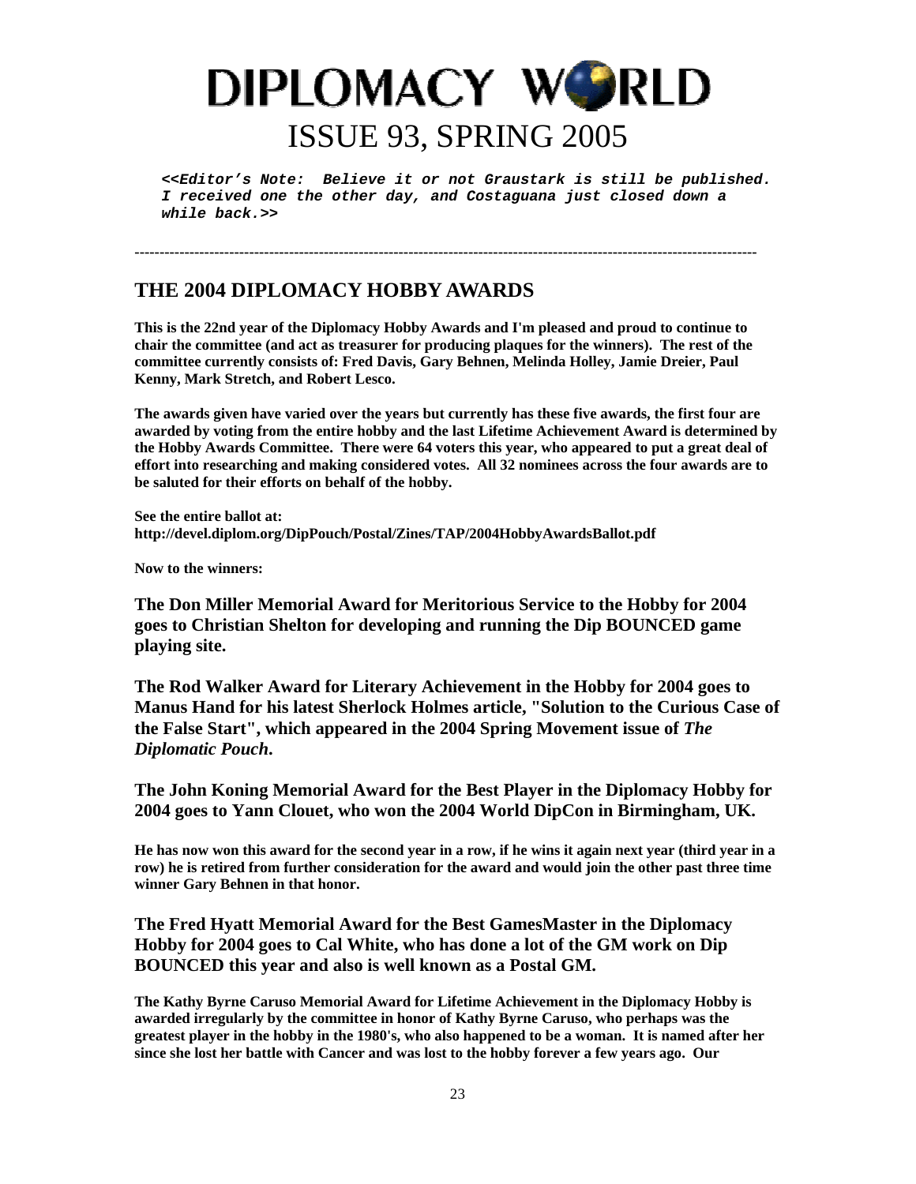# DIPLOMACY WORLD

## ISSUE 93, SPRING 2005

***<<Editor's Note: Believe it or not Graustark is still be published. I received one the other day, and Costaguana just closed down a while back.>>***

---

## THE 2004 DIPLOMACY HOBBY AWARDS

**This is the 22nd year of the Diplomacy Hobby Awards and I'm pleased and proud to continue to chair the committee (and act as treasurer for producing plaques for the winners). The rest of the committee currently consists of: Fred Davis, Gary Behnen, Melinda Holley, Jamie Dreier, Paul Kenny, Mark Stretch, and Robert Lesco.**

**The awards given have varied over the years but currently has these five awards, the first four are awarded by voting from the entire hobby and the last Lifetime Achievement Award is determined by the Hobby Awards Committee. There were 64 voters this year, who appeared to put a great deal of effort into researching and making considered votes. All 32 nominees across the four awards are to be saluted for their efforts on behalf of the hobby.**

**See the entire ballot at:**
**http://devel.diplom.org/DipPouch/Postal/Zines/TAP/2004HobbyAwardsBallot.pdf**

**Now to the winners:**

### The Don Miller Memorial Award for Meritorious Service to the Hobby for 2004 goes to Christian Shelton for developing and running the Dip BOUNCED game playing site.

### The Rod Walker Award for Literary Achievement in the Hobby for 2004 goes to Manus Hand for his latest Sherlock Holmes article, "Solution to the Curious Case of the False Start", which appeared in the 2004 Spring Movement issue of *The Diplomatic Pouch*.

### The John Koning Memorial Award for the Best Player in the Diplomacy Hobby for 2004 goes to Yann Clouet, who won the 2004 World DipCon in Birmingham, UK.

**He has now won this award for the second year in a row, if he wins it again next year (third year in a row) he is retired from further consideration for the award and would join the other past three time winner Gary Behnen in that honor.**

### The Fred Hyatt Memorial Award for the Best GamesMaster in the Diplomacy Hobby for 2004 goes to Cal White, who has done a lot of the GM work on Dip BOUNCED this year and also is well known as a Postal GM.

**The Kathy Byrne Caruso Memorial Award for Lifetime Achievement in the Diplomacy Hobby is awarded irregularly by the committee in honor of Kathy Byrne Caruso, who perhaps was the greatest player in the hobby in the 1980's, who also happened to be a woman. It is named after her since she lost her battle with Cancer and was lost to the hobby forever a few years ago. Our**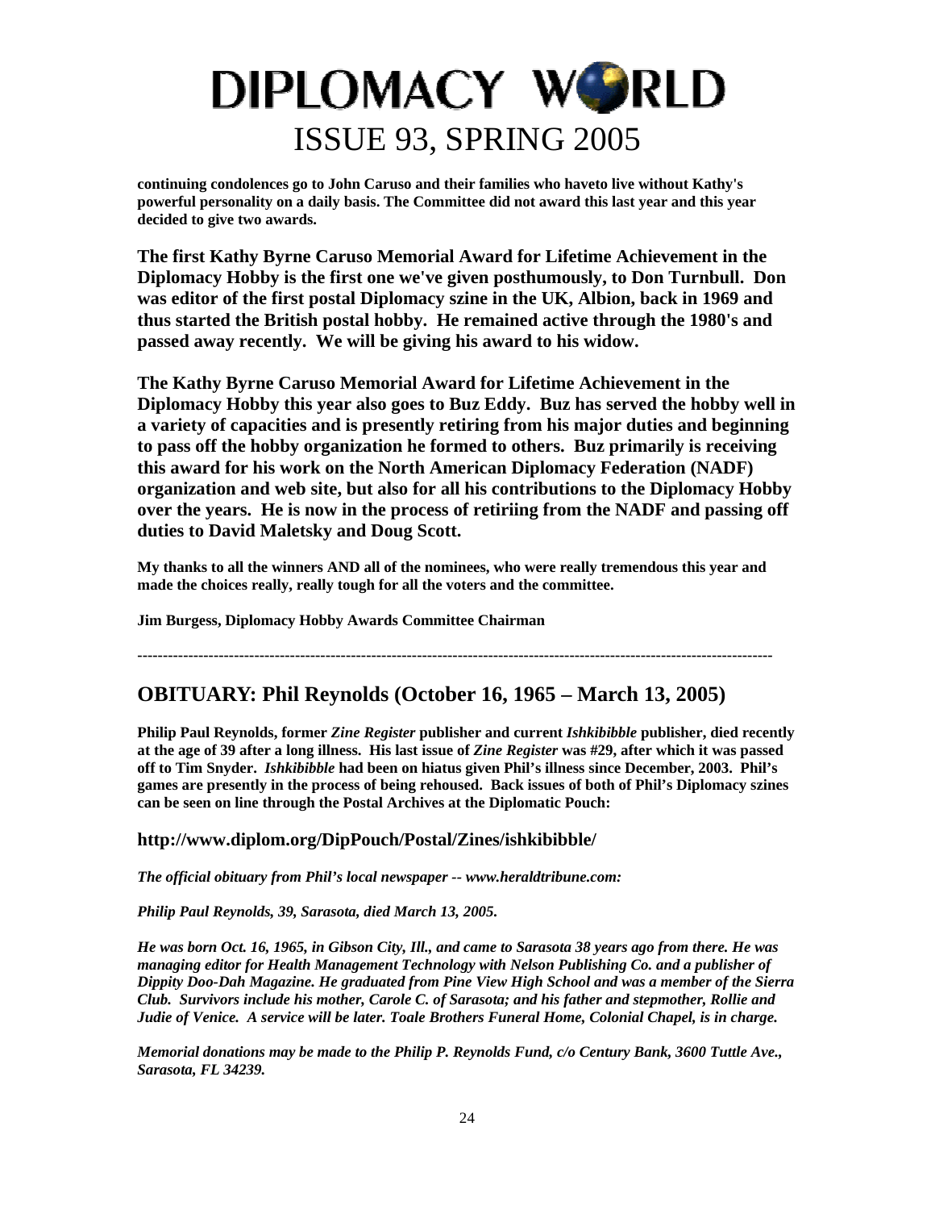**continuing condolences go to John Caruso and their families who haveto live without Kathy's powerful personality on a daily basis. The Committee did not award this last year and this year decided to give two awards.**

**The first Kathy Byrne Caruso Memorial Award for Lifetime Achievement in the Diplomacy Hobby is the first one we've given posthumously, to Don Turnbull. Don was editor of the first postal Diplomacy szine in the UK, Albion, back in 1969 and thus started the British postal hobby. He remained active through the 1980's and passed away recently. We will be giving his award to his widow.**

**The Kathy Byrne Caruso Memorial Award for Lifetime Achievement in the Diplomacy Hobby this year also goes to Buz Eddy. Buz has served the hobby well in a variety of capacities and is presently retiring from his major duties and beginning to pass off the hobby organization he formed to others. Buz primarily is receiving this award for his work on the North American Diplomacy Federation (NADF) organization and web site, but also for all his contributions to the Diplomacy Hobby over the years. He is now in the process of retiriing from the NADF and passing off duties to David Maletsky and Doug Scott.**

**My thanks to all the winners AND all of the nominees, who were really tremendous this year and made the choices really, really tough for all the voters and the committee.**

**Jim Burgess, Diplomacy Hobby Awards Committee Chairman**

---

## OBITUARY: Phil Reynolds (October 16, 1965 – March 13, 2005)

**Philip Paul Reynolds, former *Zine Register* publisher and current *Ishkibibble* publisher, died recently at the age of 39 after a long illness. His last issue of *Zine Register* was #29, after which it was passed off to Tim Snyder. *Ishkibibble* had been on hiatus given Phil's illness since December, 2003. Phil's games are presently in the process of being rehoused. Back issues of both of Phil's Diplomacy szines can be seen on line through the Postal Archives at the Diplomatic Pouch:**

### http://www.diplom.org/DipPouch/Postal/Zines/ishkibibble/

***The official obituary from Phil's local newspaper -- www.heraldtribune.com:***

***Philip Paul Reynolds, 39, Sarasota, died March 13, 2005.***

***He was born Oct. 16, 1965, in Gibson City, Ill., and came to Sarasota 38 years ago from there. He was managing editor for Health Management Technology with Nelson Publishing Co. and a publisher of Dippity Doo-Dah Magazine. He graduated from Pine View High School and was a member of the Sierra Club. Survivors include his mother, Carole C. of Sarasota; and his father and stepmother, Rollie and Judie of Venice. A service will be later. Toale Brothers Funeral Home, Colonial Chapel, is in charge.***

***Memorial donations may be made to the Philip P. Reynolds Fund, c/o Century Bank, 3600 Tuttle Ave., Sarasota, FL 34239.***